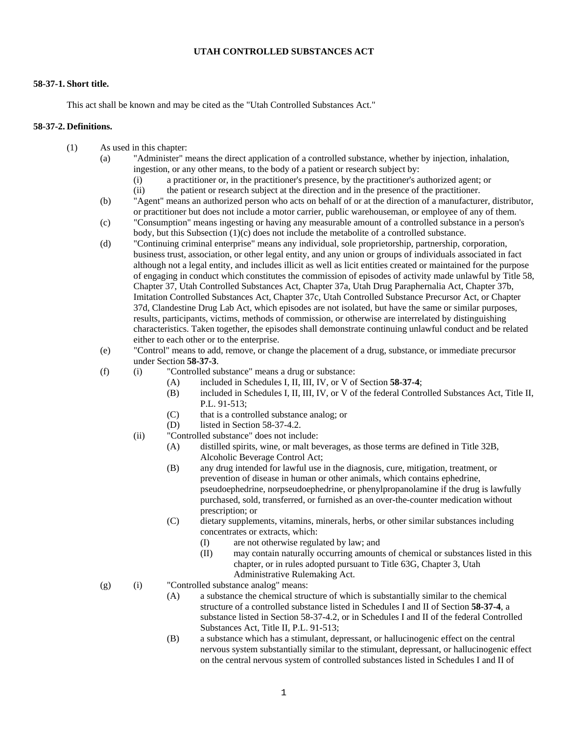# UTAH CONTROLLED SUBSTANCES ACT

**58-37-1. Short title.**

This act shall be known and may be cited as the "Utah Controlled Substances Act."

**58-37-2. Definitions.**

(1) As used in this chapter:

(a) "Administer" means the direct application of a controlled substance, whether by injection, inhalation, ingestion, or any other means, to the body of a patient or research subject by:

(i) a practitioner or, in the practitioner's presence, by the practitioner's authorized agent; or

(ii) the patient or research subject at the direction and in the presence of the practitioner.

(b) "Agent" means an authorized person who acts on behalf of or at the direction of a manufacturer, distributor, or practitioner but does not include a motor carrier, public warehouseman, or employee of any of them.

(c) "Consumption" means ingesting or having any measurable amount of a controlled substance in a person's body, but this Subsection (1)(c) does not include the metabolite of a controlled substance.

(d) "Continuing criminal enterprise" means any individual, sole proprietorship, partnership, corporation, business trust, association, or other legal entity, and any union or groups of individuals associated in fact although not a legal entity, and includes illicit as well as licit entities created or maintained for the purpose of engaging in conduct which constitutes the commission of episodes of activity made unlawful by Title 58, Chapter 37, Utah Controlled Substances Act, Chapter 37a, Utah Drug Paraphernalia Act, Chapter 37b, Imitation Controlled Substances Act, Chapter 37c, Utah Controlled Substance Precursor Act, or Chapter 37d, Clandestine Drug Lab Act, which episodes are not isolated, but have the same or similar purposes, results, participants, victims, methods of commission, or otherwise are interrelated by distinguishing characteristics. Taken together, the episodes shall demonstrate continuing unlawful conduct and be related either to each other or to the enterprise.

(e) "Control" means to add, remove, or change the placement of a drug, substance, or immediate precursor under Section **58-37-3**.

(f) (i) "Controlled substance" means a drug or substance:

(A) included in Schedules I, II, III, IV, or V of Section **58-37-4**;

(B) included in Schedules I, II, III, IV, or V of the federal Controlled Substances Act, Title II, P.L. 91-513;

(C) that is a controlled substance analog; or

(D) listed in Section 58-37-4.2.

(ii) "Controlled substance" does not include:

(A) distilled spirits, wine, or malt beverages, as those terms are defined in Title 32B, Alcoholic Beverage Control Act;

(B) any drug intended for lawful use in the diagnosis, cure, mitigation, treatment, or prevention of disease in human or other animals, which contains ephedrine, pseudoephedrine, norpseudoephedrine, or phenylpropanolamine if the drug is lawfully purchased, sold, transferred, or furnished as an over-the-counter medication without prescription; or

(C) dietary supplements, vitamins, minerals, herbs, or other similar substances including concentrates or extracts, which:

(I) are not otherwise regulated by law; and

(II) may contain naturally occurring amounts of chemical or substances listed in this chapter, or in rules adopted pursuant to Title 63G, Chapter 3, Utah Administrative Rulemaking Act.

(g) (i) "Controlled substance analog" means:

(A) a substance the chemical structure of which is substantially similar to the chemical structure of a controlled substance listed in Schedules I and II of Section **58-37-4**, a substance listed in Section 58-37-4.2, or in Schedules I and II of the federal Controlled Substances Act, Title II, P.L. 91-513;

(B) a substance which has a stimulant, depressant, or hallucinogenic effect on the central nervous system substantially similar to the stimulant, depressant, or hallucinogenic effect on the central nervous system of controlled substances listed in Schedules I and II of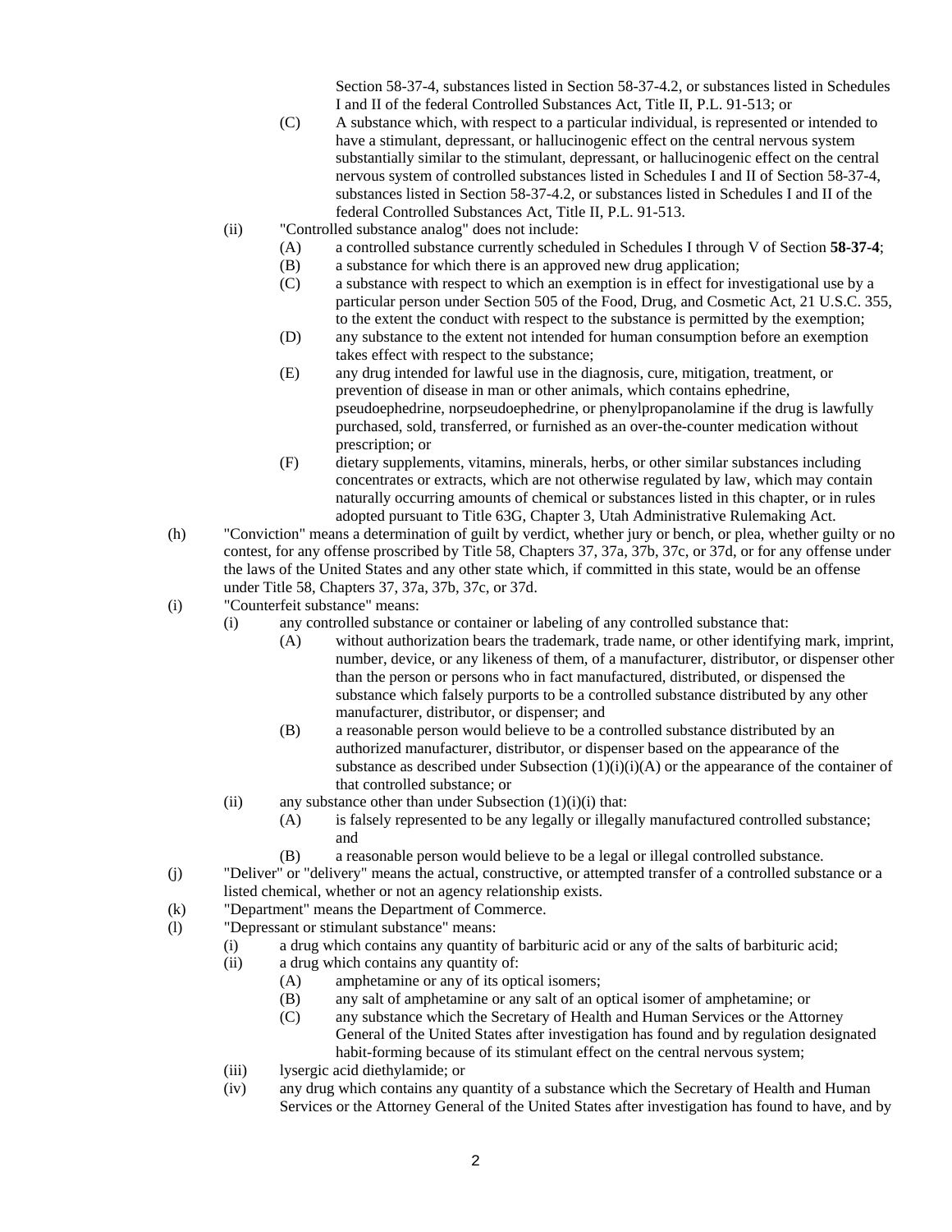Section 58-37-4, substances listed in Section 58-37-4.2, or substances listed in Schedules I and II of the federal Controlled Substances Act, Title II, P.L. 91-513; or

(C) A substance which, with respect to a particular individual, is represented or intended to have a stimulant, depressant, or hallucinogenic effect on the central nervous system substantially similar to the stimulant, depressant, or hallucinogenic effect on the central nervous system of controlled substances listed in Schedules I and II of Section 58-37-4, substances listed in Section 58-37-4.2, or substances listed in Schedules I and II of the federal Controlled Substances Act, Title II, P.L. 91-513.

(ii) "Controlled substance analog" does not include:

(A) a controlled substance currently scheduled in Schedules I through V of Section **58-37-4**;

(B) a substance for which there is an approved new drug application;

(C) a substance with respect to which an exemption is in effect for investigational use by a particular person under Section 505 of the Food, Drug, and Cosmetic Act, 21 U.S.C. 355, to the extent the conduct with respect to the substance is permitted by the exemption;

(D) any substance to the extent not intended for human consumption before an exemption takes effect with respect to the substance;

(E) any drug intended for lawful use in the diagnosis, cure, mitigation, treatment, or prevention of disease in man or other animals, which contains ephedrine, pseudoephedrine, norpseudoephedrine, or phenylpropanolamine if the drug is lawfully purchased, sold, transferred, or furnished as an over-the-counter medication without prescription; or

(F) dietary supplements, vitamins, minerals, herbs, or other similar substances including concentrates or extracts, which are not otherwise regulated by law, which may contain naturally occurring amounts of chemical or substances listed in this chapter, or in rules adopted pursuant to Title 63G, Chapter 3, Utah Administrative Rulemaking Act.

(h) "Conviction" means a determination of guilt by verdict, whether jury or bench, or plea, whether guilty or no contest, for any offense proscribed by Title 58, Chapters 37, 37a, 37b, 37c, or 37d, or for any offense under the laws of the United States and any other state which, if committed in this state, would be an offense under Title 58, Chapters 37, 37a, 37b, 37c, or 37d.

(i) "Counterfeit substance" means:

(i) any controlled substance or container or labeling of any controlled substance that:

(A) without authorization bears the trademark, trade name, or other identifying mark, imprint, number, device, or any likeness of them, of a manufacturer, distributor, or dispenser other than the person or persons who in fact manufactured, distributed, or dispensed the substance which falsely purports to be a controlled substance distributed by any other manufacturer, distributor, or dispenser; and

(B) a reasonable person would believe to be a controlled substance distributed by an authorized manufacturer, distributor, or dispenser based on the appearance of the substance as described under Subsection (1)(i)(i)(A) or the appearance of the container of that controlled substance; or

(ii) any substance other than under Subsection (1)(i)(i) that:

(A) is falsely represented to be any legally or illegally manufactured controlled substance; and

(B) a reasonable person would believe to be a legal or illegal controlled substance.

(j) "Deliver" or "delivery" means the actual, constructive, or attempted transfer of a controlled substance or a listed chemical, whether or not an agency relationship exists.

(k) "Department" means the Department of Commerce.

(l) "Depressant or stimulant substance" means:

(i) a drug which contains any quantity of barbituric acid or any of the salts of barbituric acid;

(ii) a drug which contains any quantity of:

(A) amphetamine or any of its optical isomers;

(B) any salt of amphetamine or any salt of an optical isomer of amphetamine; or

(C) any substance which the Secretary of Health and Human Services or the Attorney General of the United States after investigation has found and by regulation designated habit-forming because of its stimulant effect on the central nervous system;

(iii) lysergic acid diethylamide; or

(iv) any drug which contains any quantity of a substance which the Secretary of Health and Human Services or the Attorney General of the United States after investigation has found to have, and by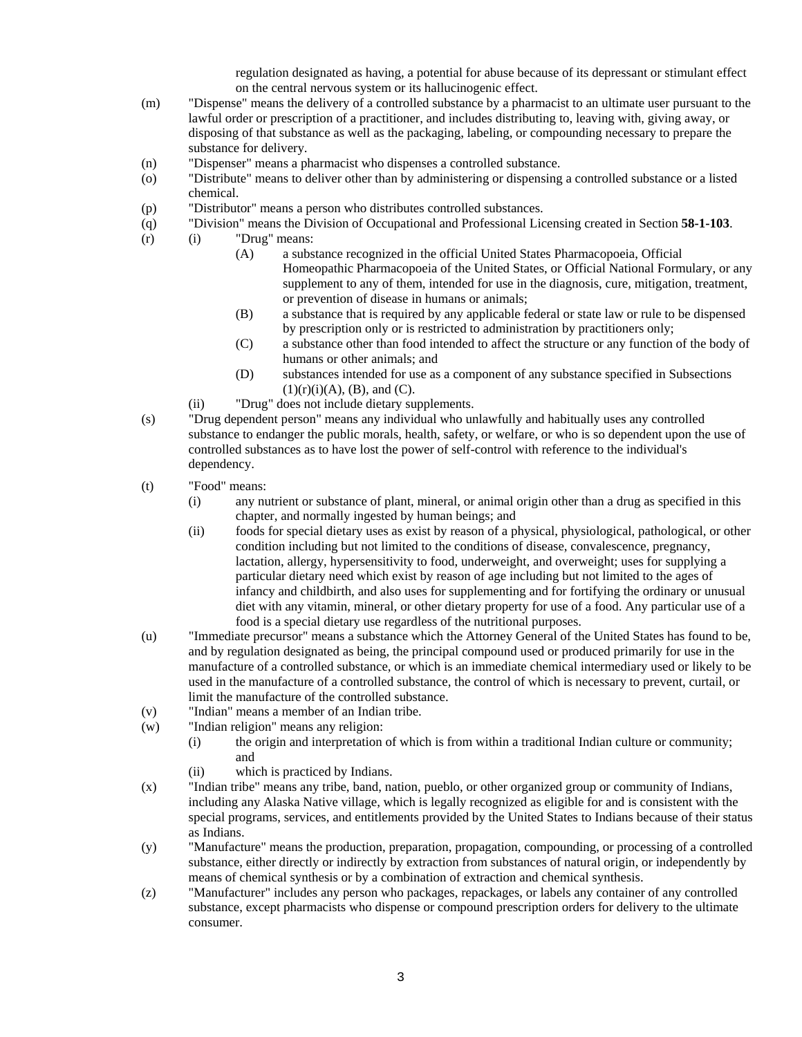regulation designated as having, a potential for abuse because of its depressant or stimulant effect on the central nervous system or its hallucinogenic effect.

(m) "Dispense" means the delivery of a controlled substance by a pharmacist to an ultimate user pursuant to the lawful order or prescription of a practitioner, and includes distributing to, leaving with, giving away, or disposing of that substance as well as the packaging, labeling, or compounding necessary to prepare the substance for delivery.

(n) "Dispenser" means a pharmacist who dispenses a controlled substance.

(o) "Distribute" means to deliver other than by administering or dispensing a controlled substance or a listed chemical.

(p) "Distributor" means a person who distributes controlled substances.

(q) "Division" means the Division of Occupational and Professional Licensing created in Section **58-1-103**.

(r) (i) "Drug" means:

- (A) a substance recognized in the official United States Pharmacopoeia, Official Homeopathic Pharmacopoeia of the United States, or Official National Formulary, or any supplement to any of them, intended for use in the diagnosis, cure, mitigation, treatment, or prevention of disease in humans or animals;
- (B) a substance that is required by any applicable federal or state law or rule to be dispensed by prescription only or is restricted to administration by practitioners only;
- (C) a substance other than food intended to affect the structure or any function of the body of humans or other animals; and
- (D) substances intended for use as a component of any substance specified in Subsections (1)(r)(i)(A), (B), and (C).

(ii) "Drug" does not include dietary supplements.

(s) "Drug dependent person" means any individual who unlawfully and habitually uses any controlled substance to endanger the public morals, health, safety, or welfare, or who is so dependent upon the use of controlled substances as to have lost the power of self-control with reference to the individual's dependency.

(t) "Food" means:

- (i) any nutrient or substance of plant, mineral, or animal origin other than a drug as specified in this chapter, and normally ingested by human beings; and
- (ii) foods for special dietary uses as exist by reason of a physical, physiological, pathological, or other condition including but not limited to the conditions of disease, convalescence, pregnancy, lactation, allergy, hypersensitivity to food, underweight, and overweight; uses for supplying a particular dietary need which exist by reason of age including but not limited to the ages of infancy and childbirth, and also uses for supplementing and for fortifying the ordinary or unusual diet with any vitamin, mineral, or other dietary property for use of a food. Any particular use of a food is a special dietary use regardless of the nutritional purposes.

(u) "Immediate precursor" means a substance which the Attorney General of the United States has found to be, and by regulation designated as being, the principal compound used or produced primarily for use in the manufacture of a controlled substance, or which is an immediate chemical intermediary used or likely to be used in the manufacture of a controlled substance, the control of which is necessary to prevent, curtail, or limit the manufacture of the controlled substance.

(v) "Indian" means a member of an Indian tribe.

(w) "Indian religion" means any religion:

- (i) the origin and interpretation of which is from within a traditional Indian culture or community; and
- (ii) which is practiced by Indians.

(x) "Indian tribe" means any tribe, band, nation, pueblo, or other organized group or community of Indians, including any Alaska Native village, which is legally recognized as eligible for and is consistent with the special programs, services, and entitlements provided by the United States to Indians because of their status as Indians.

(y) "Manufacture" means the production, preparation, propagation, compounding, or processing of a controlled substance, either directly or indirectly by extraction from substances of natural origin, or independently by means of chemical synthesis or by a combination of extraction and chemical synthesis.

(z) "Manufacturer" includes any person who packages, repackages, or labels any container of any controlled substance, except pharmacists who dispense or compound prescription orders for delivery to the ultimate consumer.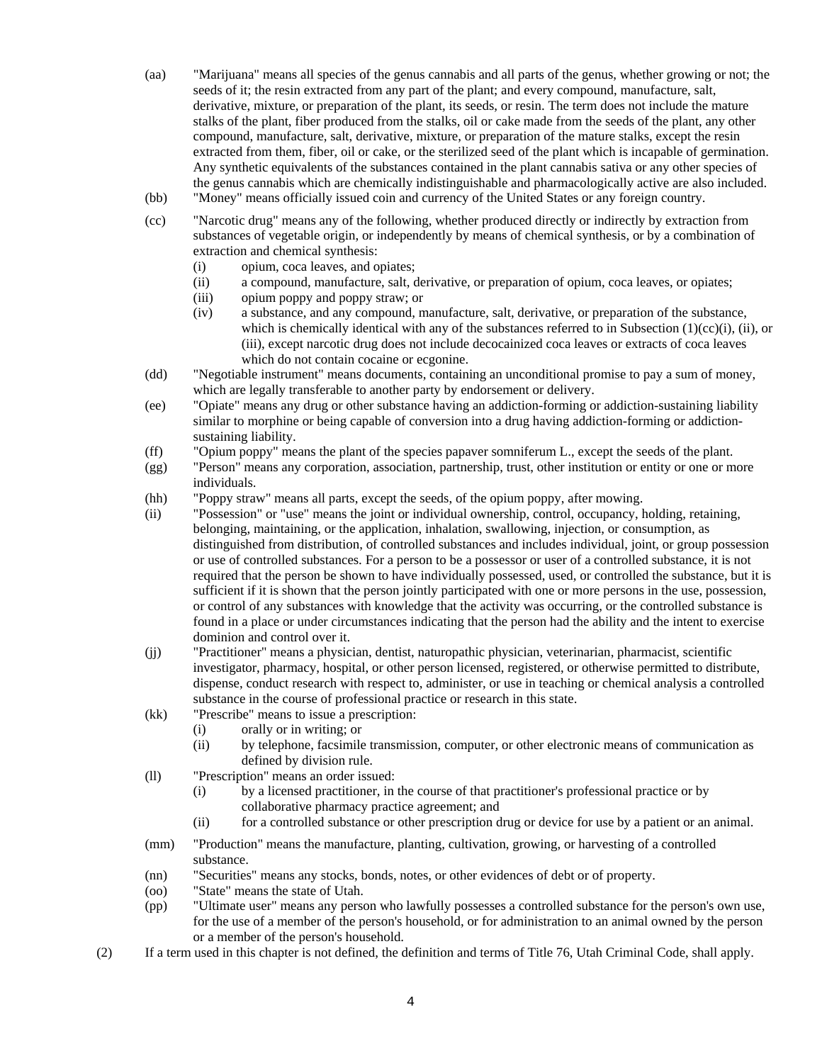(aa) "Marijuana" means all species of the genus cannabis and all parts of the genus, whether growing or not; the seeds of it; the resin extracted from any part of the plant; and every compound, manufacture, salt, derivative, mixture, or preparation of the plant, its seeds, or resin. The term does not include the mature stalks of the plant, fiber produced from the stalks, oil or cake made from the seeds of the plant, any other compound, manufacture, salt, derivative, mixture, or preparation of the mature stalks, except the resin extracted from them, fiber, oil or cake, or the sterilized seed of the plant which is incapable of germination. Any synthetic equivalents of the substances contained in the plant cannabis sativa or any other species of the genus cannabis which are chemically indistinguishable and pharmacologically active are also included.

(bb) "Money" means officially issued coin and currency of the United States or any foreign country.

(cc) "Narcotic drug" means any of the following, whether produced directly or indirectly by extraction from substances of vegetable origin, or independently by means of chemical synthesis, or by a combination of extraction and chemical synthesis:

  (i) opium, coca leaves, and opiates;

  (ii) a compound, manufacture, salt, derivative, or preparation of opium, coca leaves, or opiates;

  (iii) opium poppy and poppy straw; or

  (iv) a substance, and any compound, manufacture, salt, derivative, or preparation of the substance, which is chemically identical with any of the substances referred to in Subsection (1)(cc)(i), (ii), or (iii), except narcotic drug does not include decocainized coca leaves or extracts of coca leaves which do not contain cocaine or ecgonine.

(dd) "Negotiable instrument" means documents, containing an unconditional promise to pay a sum of money, which are legally transferable to another party by endorsement or delivery.

(ee) "Opiate" means any drug or other substance having an addiction-forming or addiction-sustaining liability similar to morphine or being capable of conversion into a drug having addiction-forming or addiction-sustaining liability.

(ff) "Opium poppy" means the plant of the species papaver somniferum L., except the seeds of the plant.

(gg) "Person" means any corporation, association, partnership, trust, other institution or entity or one or more individuals.

(hh) "Poppy straw" means all parts, except the seeds, of the opium poppy, after mowing.

(ii) "Possession" or "use" means the joint or individual ownership, control, occupancy, holding, retaining, belonging, maintaining, or the application, inhalation, swallowing, injection, or consumption, as distinguished from distribution, of controlled substances and includes individual, joint, or group possession or use of controlled substances. For a person to be a possessor or user of a controlled substance, it is not required that the person be shown to have individually possessed, used, or controlled the substance, but it is sufficient if it is shown that the person jointly participated with one or more persons in the use, possession, or control of any substances with knowledge that the activity was occurring, or the controlled substance is found in a place or under circumstances indicating that the person had the ability and the intent to exercise dominion and control over it.

(jj) "Practitioner" means a physician, dentist, naturopathic physician, veterinarian, pharmacist, scientific investigator, pharmacy, hospital, or other person licensed, registered, or otherwise permitted to distribute, dispense, conduct research with respect to, administer, or use in teaching or chemical analysis a controlled substance in the course of professional practice or research in this state.

(kk) "Prescribe" means to issue a prescription:

  (i) orally or in writing; or

  (ii) by telephone, facsimile transmission, computer, or other electronic means of communication as defined by division rule.

(ll) "Prescription" means an order issued:

  (i) by a licensed practitioner, in the course of that practitioner's professional practice or by collaborative pharmacy practice agreement; and

  (ii) for a controlled substance or other prescription drug or device for use by a patient or an animal.

(mm) "Production" means the manufacture, planting, cultivation, growing, or harvesting of a controlled substance.

(nn) "Securities" means any stocks, bonds, notes, or other evidences of debt or of property.

(oo) "State" means the state of Utah.

(pp) "Ultimate user" means any person who lawfully possesses a controlled substance for the person's own use, for the use of a member of the person's household, or for administration to an animal owned by the person or a member of the person's household.

(2) If a term used in this chapter is not defined, the definition and terms of Title 76, Utah Criminal Code, shall apply.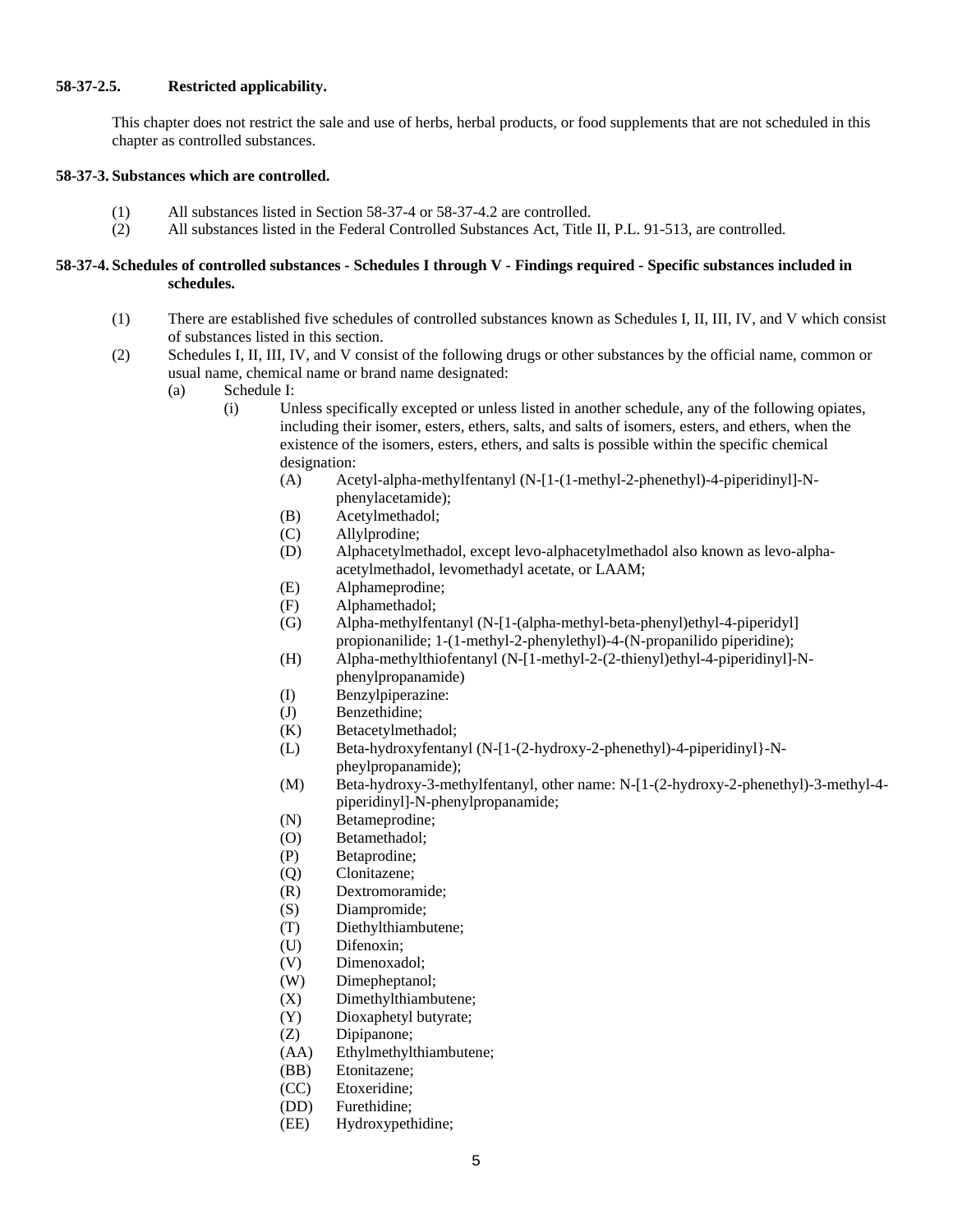**58-37-2.5. Restricted applicability.**

This chapter does not restrict the sale and use of herbs, herbal products, or food supplements that are not scheduled in this chapter as controlled substances.

**58-37-3. Substances which are controlled.**

(1) All substances listed in Section 58-37-4 or 58-37-4.2 are controlled.
(2) All substances listed in the Federal Controlled Substances Act, Title II, P.L. 91-513, are controlled.

**58-37-4. Schedules of controlled substances - Schedules I through V - Findings required - Specific substances included in schedules.**

(1) There are established five schedules of controlled substances known as Schedules I, II, III, IV, and V which consist of substances listed in this section.
(2) Schedules I, II, III, IV, and V consist of the following drugs or other substances by the official name, common or usual name, chemical name or brand name designated:
  (a) Schedule I:
    (i) Unless specifically excepted or unless listed in another schedule, any of the following opiates, including their isomer, esters, ethers, salts, and salts of isomers, esters, and ethers, when the existence of the isomers, esters, ethers, and salts is possible within the specific chemical designation:
      (A) Acetyl-alpha-methylfentanyl (N-[1-(1-methyl-2-phenethyl)-4-piperidinyl]-N-phenylacetamide);
      (B) Acetylmethadol;
      (C) Allylprodine;
      (D) Alphacetylmethadol, except levo-alphacetylmethadol also known as levo-alpha-acetylmethadol, levomethadyl acetate, or LAAM;
      (E) Alphameprodine;
      (F) Alphamethadol;
      (G) Alpha-methylfentanyl (N-[1-(alpha-methyl-beta-phenyl)ethyl-4-piperidyl] propionanilide; 1-(1-methyl-2-phenylethyl)-4-(N-propanilido piperidine);
      (H) Alpha-methylthiofentanyl (N-[1-methyl-2-(2-thienyl)ethyl-4-piperidinyl]-N-phenylpropanamide)
      (I) Benzylpiperazine:
      (J) Benzethidine;
      (K) Betacetylmethadol;
      (L) Beta-hydroxyfentanyl (N-[1-(2-hydroxy-2-phenethyl)-4-piperidinyl}-N-pheylpropanamide);
      (M) Beta-hydroxy-3-methylfentanyl, other name: N-[1-(2-hydroxy-2-phenethyl)-3-methyl-4-piperidinyl]-N-phenylpropanamide;
      (N) Betameprodine;
      (O) Betamethadol;
      (P) Betaprodine;
      (Q) Clonitazene;
      (R) Dextromoramide;
      (S) Diampromide;
      (T) Diethylthiambutene;
      (U) Difenoxin;
      (V) Dimenoxadol;
      (W) Dimepheptanol;
      (X) Dimethylthiambutene;
      (Y) Dioxaphetyl butyrate;
      (Z) Dipipanone;
      (AA) Ethylmethylthiambutene;
      (BB) Etonitazene;
      (CC) Etoxeridine;
      (DD) Furethidine;
      (EE) Hydroxypethidine;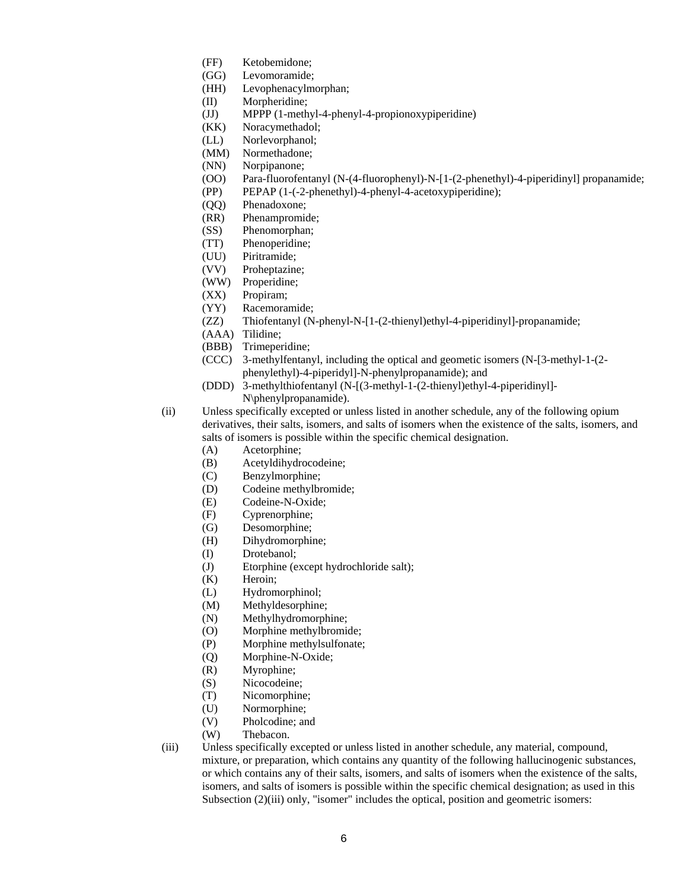- (FF) Ketobemidone;
- (GG) Levomoramide;
- (HH) Levophenacylmorphan;
- (II) Morpheridine;
- (JJ) MPPP (1-methyl-4-phenyl-4-propionoxypiperidine)
- (KK) Noracymethadol;
- (LL) Norlevorphanol;
- (MM) Normethadone;
- (NN) Norpipanone;
- (OO) Para-fluorofentanyl (N-(4-fluorophenyl)-N-[1-(2-phenethyl)-4-piperidinyl] propanamide;
- (PP) PEPAP (1-(-2-phenethyl)-4-phenyl-4-acetoxypiperidine);
- (QQ) Phenadoxone;
- (RR) Phenampromide;
- (SS) Phenomorphan;
- (TT) Phenoperidine;
- (UU) Piritramide;
- (VV) Proheptazine;
- (WW) Properidine;
- (XX) Propiram;
- (YY) Racemoramide;
- (ZZ) Thiofentanyl (N-phenyl-N-[1-(2-thienyl)ethyl-4-piperidinyl]-propanamide;
- (AAA) Tilidine;
- (BBB) Trimeperidine;
- (CCC) 3-methylfentanyl, including the optical and geometic isomers (N-[3-methyl-1-(2-phenylethyl)-4-piperidyl]-N-phenylpropanamide); and
- (DDD) 3-methylthiofentanyl (N-[(3-methyl-1-(2-thienyl)ethyl-4-piperidinyl]-N\phenylpropanamide).

(ii) Unless specifically excepted or unless listed in another schedule, any of the following opium derivatives, their salts, isomers, and salts of isomers when the existence of the salts, isomers, and salts of isomers is possible within the specific chemical designation.

- (A) Acetorphine;
- (B) Acetyldihydrocodeine;
- (C) Benzylmorphine;
- (D) Codeine methylbromide;
- (E) Codeine-N-Oxide;
- (F) Cyprenorphine;
- (G) Desomorphine;
- (H) Dihydromorphine;
- (I) Drotebanol;
- (J) Etorphine (except hydrochloride salt);
- (K) Heroin;
- (L) Hydromorphinol;
- (M) Methyldesorphine;
- (N) Methylhydromorphine;
- (O) Morphine methylbromide;
- (P) Morphine methylsulfonate;
- (Q) Morphine-N-Oxide;
- (R) Myrophine;
- (S) Nicocodeine;
- (T) Nicomorphine;
- (U) Normorphine;
- (V) Pholcodine; and
- (W) Thebacon.

(iii) Unless specifically excepted or unless listed in another schedule, any material, compound, mixture, or preparation, which contains any quantity of the following hallucinogenic substances, or which contains any of their salts, isomers, and salts of isomers when the existence of the salts, isomers, and salts of isomers is possible within the specific chemical designation; as used in this Subsection (2)(iii) only, "isomer" includes the optical, position and geometric isomers: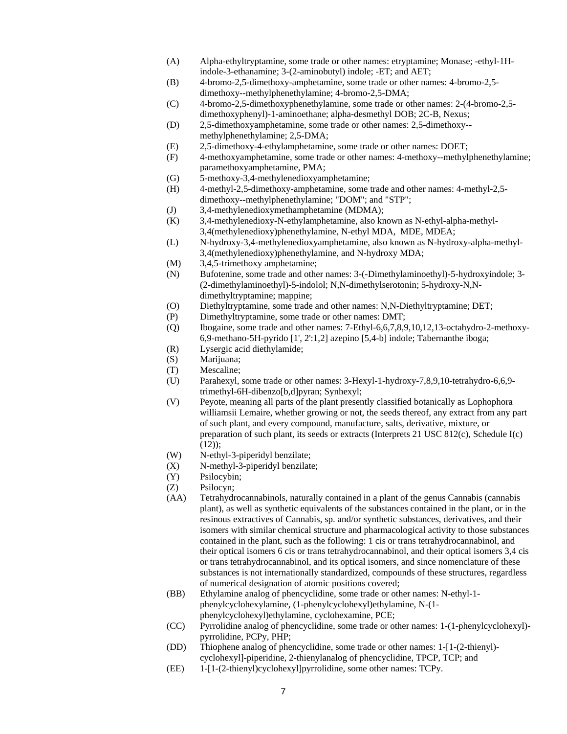(A) Alpha-ethyltryptamine, some trade or other names: etryptamine; Monase; -ethyl-1H-indole-3-ethanamine; 3-(2-aminobutyl) indole; -ET; and AET;

(B) 4-bromo-2,5-dimethoxy-amphetamine, some trade or other names: 4-bromo-2,5-dimethoxy--methylphenethylamine; 4-bromo-2,5-DMA;

(C) 4-bromo-2,5-dimethoxyphenethylamine, some trade or other names: 2-(4-bromo-2,5-dimethoxyphenyl)-1-aminoethane; alpha-desmethyl DOB; 2C-B, Nexus;

(D) 2,5-dimethoxyamphetamine, some trade or other names: 2,5-dimethoxy--methylphenethylamine; 2,5-DMA;

(E) 2,5-dimethoxy-4-ethylamphetamine, some trade or other names: DOET;

(F) 4-methoxyamphetamine, some trade or other names: 4-methoxy--methylphenethylamine; paramethoxyamphetamine, PMA;

(G) 5-methoxy-3,4-methylenedioxyamphetamine;

(H) 4-methyl-2,5-dimethoxy-amphetamine, some trade and other names: 4-methyl-2,5-dimethoxy--methylphenethylamine; "DOM"; and "STP";

(J) 3,4-methylenedioxymethamphetamine (MDMA);

(K) 3,4-methylenedioxy-N-ethylamphetamine, also known as N-ethyl-alpha-methyl-3,4(methylenedioxy)phenethylamine, N-ethyl MDA, MDE, MDEA;

(L) N-hydroxy-3,4-methylenedioxyamphetamine, also known as N-hydroxy-alpha-methyl-3,4(methylenedioxy)phenethylamine, and N-hydroxy MDA;

(M) 3,4,5-trimethoxy amphetamine;

(N) Bufotenine, some trade and other names: 3-(-Dimethylaminoethyl)-5-hydroxyindole; 3-(2-dimethylaminoethyl)-5-indolol; N,N-dimethylserotonin; 5-hydroxy-N,N-dimethyltryptamine; mappine;

(O) Diethyltryptamine, some trade and other names: N,N-Diethyltryptamine; DET;

(P) Dimethyltryptamine, some trade or other names: DMT;

(Q) Ibogaine, some trade and other names: 7-Ethyl-6,6,7,8,9,10,12,13-octahydro-2-methoxy-6,9-methano-5H-pyrido [1', 2':1,2] azepino [5,4-b] indole; Tabernanthe iboga;

(R) Lysergic acid diethylamide;

(S) Marijuana;

(T) Mescaline;

(U) Parahexyl, some trade or other names: 3-Hexyl-1-hydroxy-7,8,9,10-tetrahydro-6,6,9-trimethyl-6H-dibenzo[b,d]pyran; Synhexyl;

(V) Peyote, meaning all parts of the plant presently classified botanically as Lophophora williamsii Lemaire, whether growing or not, the seeds thereof, any extract from any part of such plant, and every compound, manufacture, salts, derivative, mixture, or preparation of such plant, its seeds or extracts (Interprets 21 USC 812(c), Schedule I(c) (12));

(W) N-ethyl-3-piperidyl benzilate;

(X) N-methyl-3-piperidyl benzilate;

(Y) Psilocybin;

(Z) Psilocyn;

(AA) Tetrahydrocannabinols, naturally contained in a plant of the genus Cannabis (cannabis plant), as well as synthetic equivalents of the substances contained in the plant, or in the resinous extractives of Cannabis, sp. and/or synthetic substances, derivatives, and their isomers with similar chemical structure and pharmacological activity to those substances contained in the plant, such as the following: 1 cis or trans tetrahydrocannabinol, and their optical isomers 6 cis or trans tetrahydrocannabinol, and their optical isomers 3,4 cis or trans tetrahydrocannabinol, and its optical isomers, and since nomenclature of these substances is not internationally standardized, compounds of these structures, regardless of numerical designation of atomic positions covered;

(BB) Ethylamine analog of phencyclidine, some trade or other names: N-ethyl-1-phenylcyclohexylamine, (1-phenylcyclohexyl)ethylamine, N-(1-phenylcyclohexyl)ethylamine, cyclohexamine, PCE;

(CC) Pyrrolidine analog of phencyclidine, some trade or other names: 1-(1-phenylcyclohexyl)-pyrrolidine, PCPy, PHP;

(DD) Thiophene analog of phencyclidine, some trade or other names: 1-[1-(2-thienyl)-cyclohexyl]-piperidine, 2-thienylanalog of phencyclidine, TPCP, TCP; and

(EE) 1-[1-(2-thienyl)cyclohexyl]pyrrolidine, some other names: TCPy.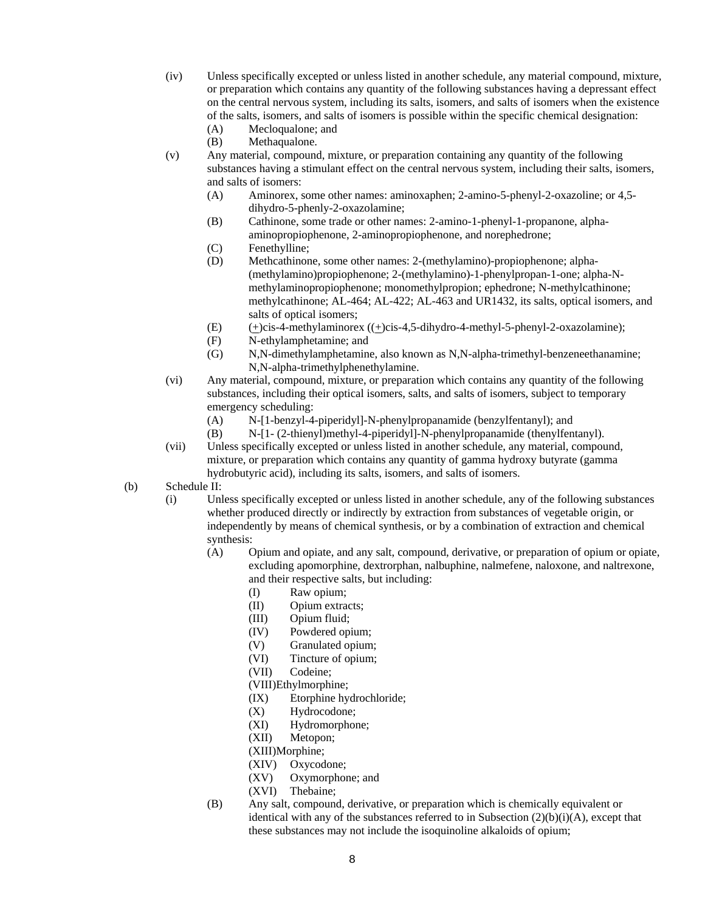(iv) Unless specifically excepted or unless listed in another schedule, any material compound, mixture, or preparation which contains any quantity of the following substances having a depressant effect on the central nervous system, including its salts, isomers, and salts of isomers when the existence of the salts, isomers, and salts of isomers is possible within the specific chemical designation:

(A) Mecloqualone; and

(B) Methaqualone.

(v) Any material, compound, mixture, or preparation containing any quantity of the following substances having a stimulant effect on the central nervous system, including their salts, isomers, and salts of isomers:

(A) Aminorex, some other names: aminoxaphen; 2-amino-5-phenyl-2-oxazoline; or 4,5-dihydro-5-phenly-2-oxazolamine;

(B) Cathinone, some trade or other names: 2-amino-1-phenyl-1-propanone, alpha-aminopropiophenone, 2-aminopropiophenone, and norephedrone;

(C) Fenethylline;

(D) Methcathinone, some other names: 2-(methylamino)-propiophenone; alpha-(methylamino)propiophenone; 2-(methylamino)-1-phenylpropan-1-one; alpha-N-methylaminopropiophenone; monomethylpropion; ephedrone; N-methylcathinone; methylcathinone; AL-464; AL-422; AL-463 and UR1432, its salts, optical isomers, and salts of optical isomers;

(E) (±)cis-4-methylaminorex ((±)cis-4,5-dihydro-4-methyl-5-phenyl-2-oxazolamine);

(F) N-ethylamphetamine; and

(G) N,N-dimethylamphetamine, also known as N,N-alpha-trimethyl-benzeneethanamine; N,N-alpha-trimethylphenethylamine.

(vi) Any material, compound, mixture, or preparation which contains any quantity of the following substances, including their optical isomers, salts, and salts of isomers, subject to temporary emergency scheduling:

(A) N-[1-benzyl-4-piperidyl]-N-phenylpropanamide (benzylfentanyl); and

(B) N-[1- (2-thienyl)methyl-4-piperidyl]-N-phenylpropanamide (thenylfentanyl).

(vii) Unless specifically excepted or unless listed in another schedule, any material, compound, mixture, or preparation which contains any quantity of gamma hydroxy butyrate (gamma hydrobutyric acid), including its salts, isomers, and salts of isomers.

(b) Schedule II:

(i) Unless specifically excepted or unless listed in another schedule, any of the following substances whether produced directly or indirectly by extraction from substances of vegetable origin, or independently by means of chemical synthesis, or by a combination of extraction and chemical synthesis:

(A) Opium and opiate, and any salt, compound, derivative, or preparation of opium or opiate, excluding apomorphine, dextrorphan, nalbuphine, nalmefene, naloxone, and naltrexone, and their respective salts, but including:

(I) Raw opium;

(II) Opium extracts;

(III) Opium fluid;

(IV) Powdered opium;

(V) Granulated opium;

(VI) Tincture of opium;

(VII) Codeine;

(VIII) Ethylmorphine;

(IX) Etorphine hydrochloride;

(X) Hydrocodone;

(XI) Hydromorphone;

(XII) Metopon;

(XIII) Morphine;

(XIV) Oxycodone;

(XV) Oxymorphone; and

(XVI) Thebaine;

(B) Any salt, compound, derivative, or preparation which is chemically equivalent or identical with any of the substances referred to in Subsection (2)(b)(i)(A), except that these substances may not include the isoquinoline alkaloids of opium;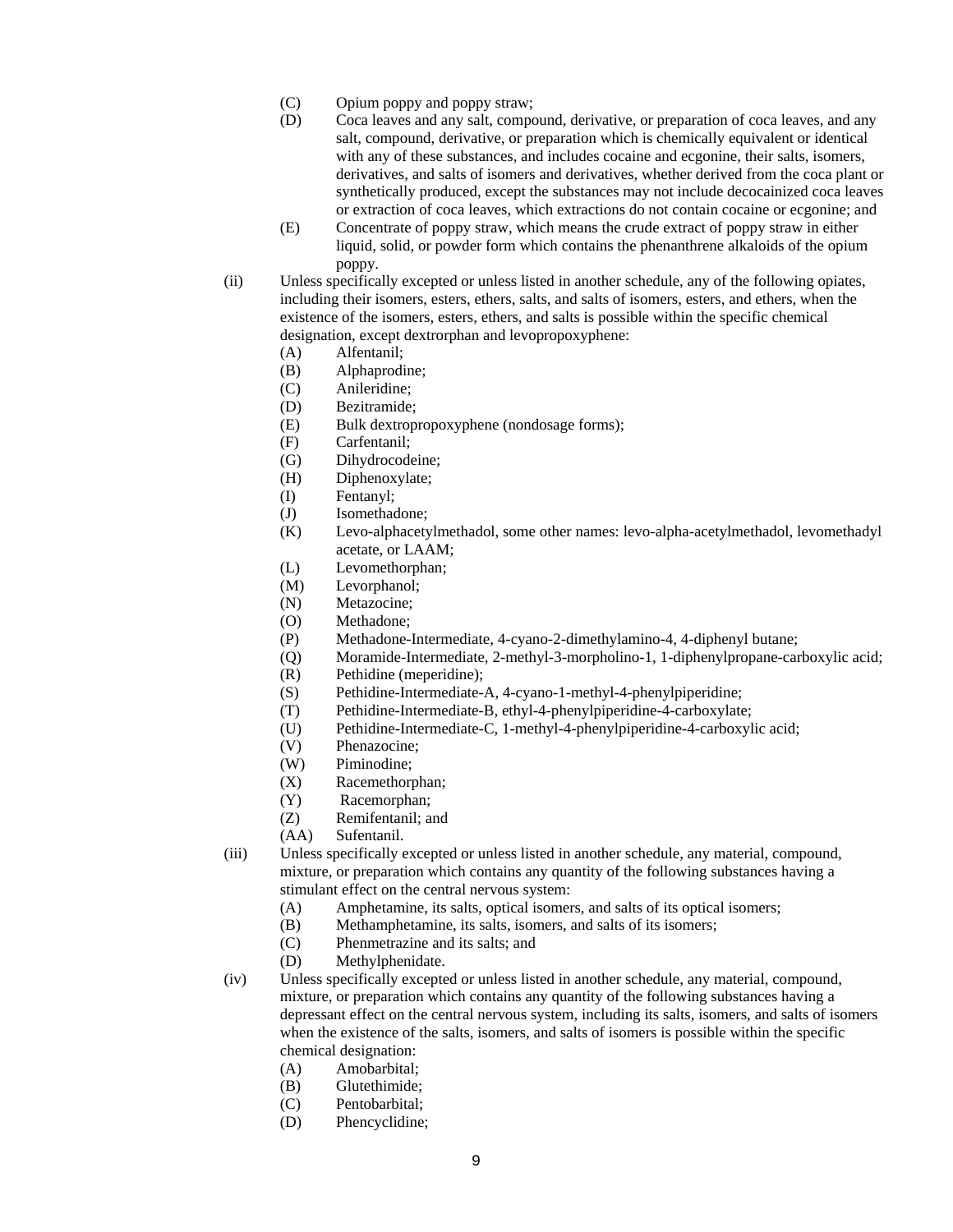- (C) Opium poppy and poppy straw;
- (D) Coca leaves and any salt, compound, derivative, or preparation of coca leaves, and any salt, compound, derivative, or preparation which is chemically equivalent or identical with any of these substances, and includes cocaine and ecgonine, their salts, isomers, derivatives, and salts of isomers and derivatives, whether derived from the coca plant or synthetically produced, except the substances may not include decocainized coca leaves or extraction of coca leaves, which extractions do not contain cocaine or ecgonine; and
- (E) Concentrate of poppy straw, which means the crude extract of poppy straw in either liquid, solid, or powder form which contains the phenanthrene alkaloids of the opium poppy.

(ii) Unless specifically excepted or unless listed in another schedule, any of the following opiates, including their isomers, esters, ethers, salts, and salts of isomers, esters, and ethers, when the existence of the isomers, esters, ethers, and salts is possible within the specific chemical designation, except dextrorphan and levopropoxyphene:

- (A) Alfentanil;
- (B) Alphaprodine;
- (C) Anileridine;
- (D) Bezitramide;
- (E) Bulk dextropropoxyphene (nondosage forms);
- (F) Carfentanil;
- (G) Dihydrocodeine;
- (H) Diphenoxylate;
- (I) Fentanyl;
- (J) Isomethadone;
- (K) Levo-alphacetylmethadol, some other names: levo-alpha-acetylmethadol, levomethadyl acetate, or LAAM;
- (L) Levomethorphan;
- (M) Levorphanol;
- (N) Metazocine;
- (O) Methadone;
- (P) Methadone-Intermediate, 4-cyano-2-dimethylamino-4, 4-diphenyl butane;
- (Q) Moramide-Intermediate, 2-methyl-3-morpholino-1, 1-diphenylpropane-carboxylic acid;
- (R) Pethidine (meperidine);
- (S) Pethidine-Intermediate-A, 4-cyano-1-methyl-4-phenylpiperidine;
- (T) Pethidine-Intermediate-B, ethyl-4-phenylpiperidine-4-carboxylate;
- (U) Pethidine-Intermediate-C, 1-methyl-4-phenylpiperidine-4-carboxylic acid;
- (V) Phenazocine;
- (W) Piminodine;
- (X) Racemethorphan;
- (Y) Racemorphan;
- (Z) Remifentanil; and
- (AA) Sufentanil.

(iii) Unless specifically excepted or unless listed in another schedule, any material, compound, mixture, or preparation which contains any quantity of the following substances having a stimulant effect on the central nervous system:

- (A) Amphetamine, its salts, optical isomers, and salts of its optical isomers;
- (B) Methamphetamine, its salts, isomers, and salts of its isomers;
- (C) Phenmetrazine and its salts; and
- (D) Methylphenidate.

(iv) Unless specifically excepted or unless listed in another schedule, any material, compound, mixture, or preparation which contains any quantity of the following substances having a depressant effect on the central nervous system, including its salts, isomers, and salts of isomers when the existence of the salts, isomers, and salts of isomers is possible within the specific chemical designation:

- (A) Amobarbital;
- (B) Glutethimide;
- (C) Pentobarbital;
- (D) Phencyclidine;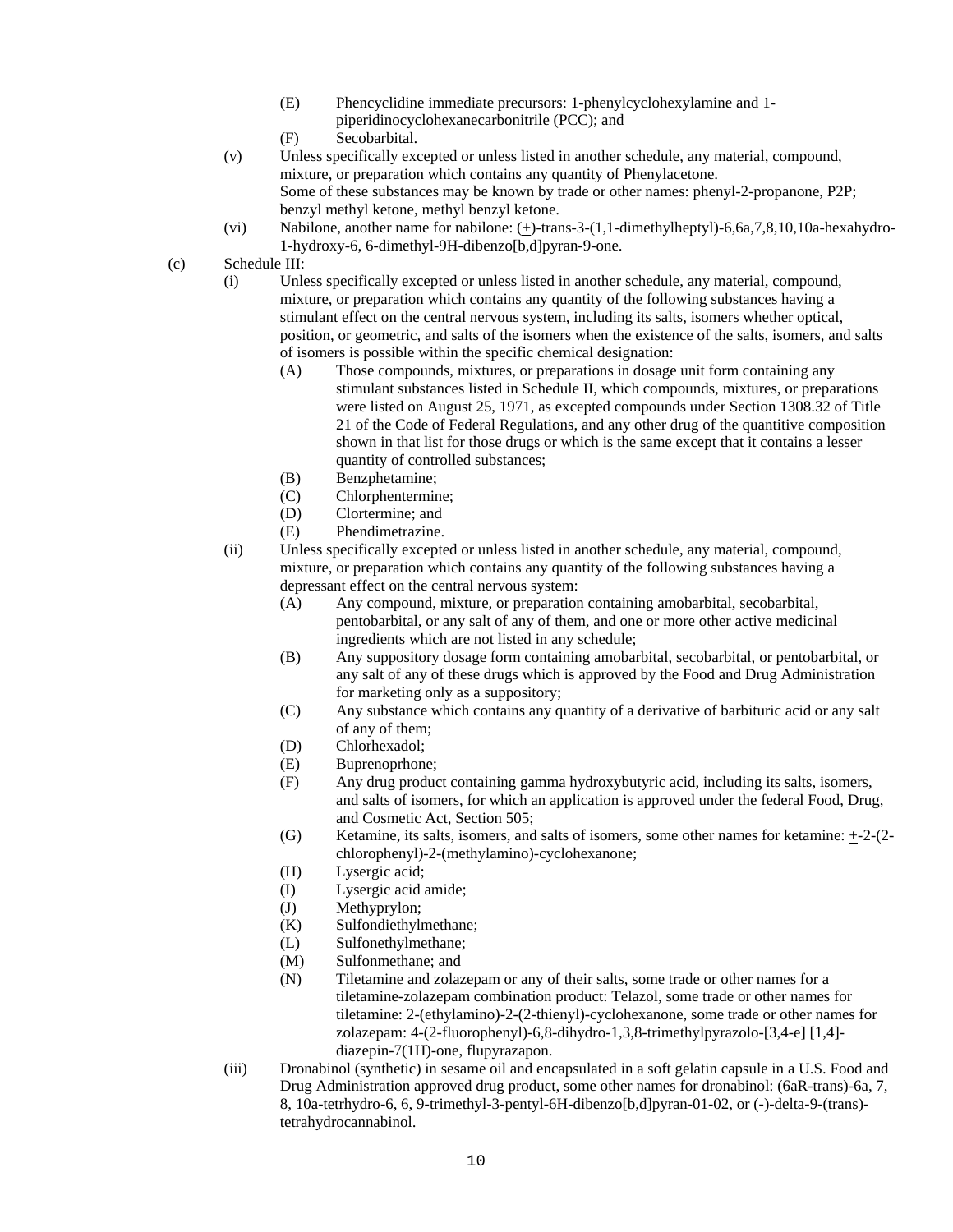(E) Phencyclidine immediate precursors: 1-phenylcyclohexylamine and 1-piperidinocyclohexanecarbonitrile (PCC); and

(F) Secobarbital.

(v) Unless specifically excepted or unless listed in another schedule, any material, compound, mixture, or preparation which contains any quantity of Phenylacetone. Some of these substances may be known by trade or other names: phenyl-2-propanone, P2P; benzyl methyl ketone, methyl benzyl ketone.

(vi) Nabilone, another name for nabilone: (±)-trans-3-(1,1-dimethylheptyl)-6,6a,7,8,10,10a-hexahydro-1-hydroxy-6, 6-dimethyl-9H-dibenzo[b,d]pyran-9-one.

(c) Schedule III:

(i) Unless specifically excepted or unless listed in another schedule, any material, compound, mixture, or preparation which contains any quantity of the following substances having a stimulant effect on the central nervous system, including its salts, isomers whether optical, position, or geometric, and salts of the isomers when the existence of the salts, isomers, and salts of isomers is possible within the specific chemical designation:

(A) Those compounds, mixtures, or preparations in dosage unit form containing any stimulant substances listed in Schedule II, which compounds, mixtures, or preparations were listed on August 25, 1971, as excepted compounds under Section 1308.32 of Title 21 of the Code of Federal Regulations, and any other drug of the quantitive composition shown in that list for those drugs or which is the same except that it contains a lesser quantity of controlled substances;

(B) Benzphetamine;

(C) Chlorphentermine;

(D) Clortermine; and

(E) Phendimetrazine.

(ii) Unless specifically excepted or unless listed in another schedule, any material, compound, mixture, or preparation which contains any quantity of the following substances having a depressant effect on the central nervous system:

(A) Any compound, mixture, or preparation containing amobarbital, secobarbital, pentobarbital, or any salt of any of them, and one or more other active medicinal ingredients which are not listed in any schedule;

(B) Any suppository dosage form containing amobarbital, secobarbital, or pentobarbital, or any salt of any of these drugs which is approved by the Food and Drug Administration for marketing only as a suppository;

(C) Any substance which contains any quantity of a derivative of barbituric acid or any salt of any of them;

(D) Chlorhexadol;

(E) Buprenoprhone;

(F) Any drug product containing gamma hydroxybutyric acid, including its salts, isomers, and salts of isomers, for which an application is approved under the federal Food, Drug, and Cosmetic Act, Section 505;

(G) Ketamine, its salts, isomers, and salts of isomers, some other names for ketamine: ±-2-(2-chlorophenyl)-2-(methylamino)-cyclohexanone;

(H) Lysergic acid;

(I) Lysergic acid amide;

(J) Methyprylon;

(K) Sulfondiethylmethane;

(L) Sulfonethylmethane;

(M) Sulfonmethane; and

(N) Tiletamine and zolazepam or any of their salts, some trade or other names for a tiletamine-zolazepam combination product: Telazol, some trade or other names for tiletamine: 2-(ethylamino)-2-(2-thienyl)-cyclohexanone, some trade or other names for zolazepam: 4-(2-fluorophenyl)-6,8-dihydro-1,3,8-trimethylpyrazolo-[3,4-e] [1,4]-diazepin-7(1H)-one, flupyrazapon.

(iii) Dronabinol (synthetic) in sesame oil and encapsulated in a soft gelatin capsule in a U.S. Food and Drug Administration approved drug product, some other names for dronabinol: (6aR-trans)-6a, 7, 8, 10a-tetrhydro-6, 6, 9-trimethyl-3-pentyl-6H-dibenzo[b,d]pyran-01-02, or (-)-delta-9-(trans)-tetrahydrocannabinol.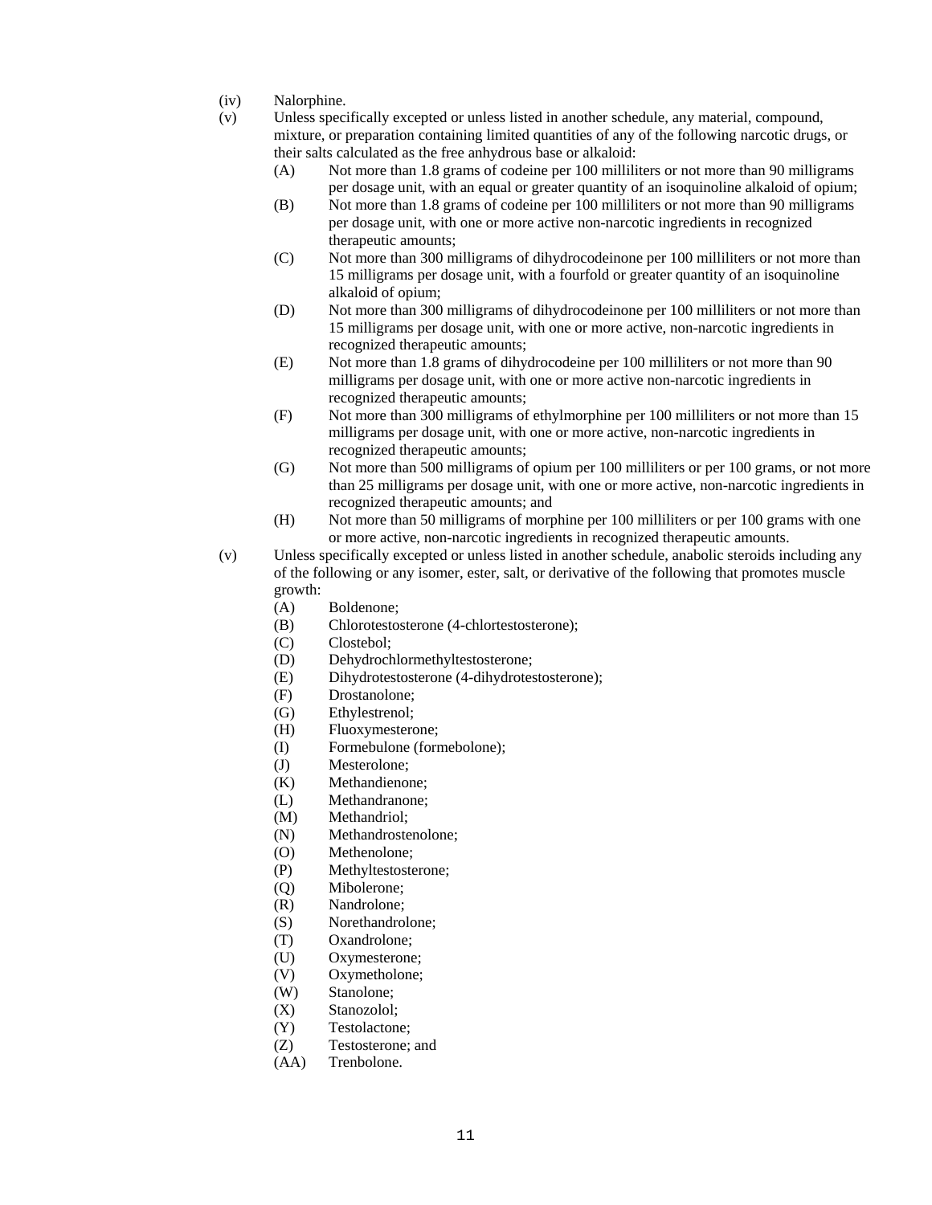(iv) Nalorphine.

(v) Unless specifically excepted or unless listed in another schedule, any material, compound, mixture, or preparation containing limited quantities of any of the following narcotic drugs, or their salts calculated as the free anhydrous base or alkaloid:

- (A) Not more than 1.8 grams of codeine per 100 milliliters or not more than 90 milligrams per dosage unit, with an equal or greater quantity of an isoquinoline alkaloid of opium;
- (B) Not more than 1.8 grams of codeine per 100 milliliters or not more than 90 milligrams per dosage unit, with one or more active non-narcotic ingredients in recognized therapeutic amounts;
- (C) Not more than 300 milligrams of dihydrocodeinone per 100 milliliters or not more than 15 milligrams per dosage unit, with a fourfold or greater quantity of an isoquinoline alkaloid of opium;
- (D) Not more than 300 milligrams of dihydrocodeinone per 100 milliliters or not more than 15 milligrams per dosage unit, with one or more active, non-narcotic ingredients in recognized therapeutic amounts;
- (E) Not more than 1.8 grams of dihydrocodeine per 100 milliliters or not more than 90 milligrams per dosage unit, with one or more active non-narcotic ingredients in recognized therapeutic amounts;
- (F) Not more than 300 milligrams of ethylmorphine per 100 milliliters or not more than 15 milligrams per dosage unit, with one or more active, non-narcotic ingredients in recognized therapeutic amounts;
- (G) Not more than 500 milligrams of opium per 100 milliliters or per 100 grams, or not more than 25 milligrams per dosage unit, with one or more active, non-narcotic ingredients in recognized therapeutic amounts; and
- (H) Not more than 50 milligrams of morphine per 100 milliliters or per 100 grams with one or more active, non-narcotic ingredients in recognized therapeutic amounts.

(v) Unless specifically excepted or unless listed in another schedule, anabolic steroids including any of the following or any isomer, ester, salt, or derivative of the following that promotes muscle growth:

- (A) Boldenone;
- (B) Chlorotestosterone (4-chlortestosterone);
- (C) Clostebol;
- (D) Dehydrochlormethyltestosterone;
- (E) Dihydrotestosterone (4-dihydrotestosterone);
- (F) Drostanolone;
- (G) Ethylestrenol;
- (H) Fluoxymesterone;
- (I) Formebulone (formebolone);
- (J) Mesterolone;
- (K) Methandienone;
- (L) Methandranone;
- (M) Methandriol;
- (N) Methandrostenolone;
- (O) Methenolone;
- (P) Methyltestosterone;
- (Q) Mibolerone;
- (R) Nandrolone;
- (S) Norethandrolone;
- (T) Oxandrolone;
- (U) Oxymesterone;
- (V) Oxymetholone;
- (W) Stanolone;
- (X) Stanozolol;
- (Y) Testolactone;
- (Z) Testosterone; and
- (AA) Trenbolone.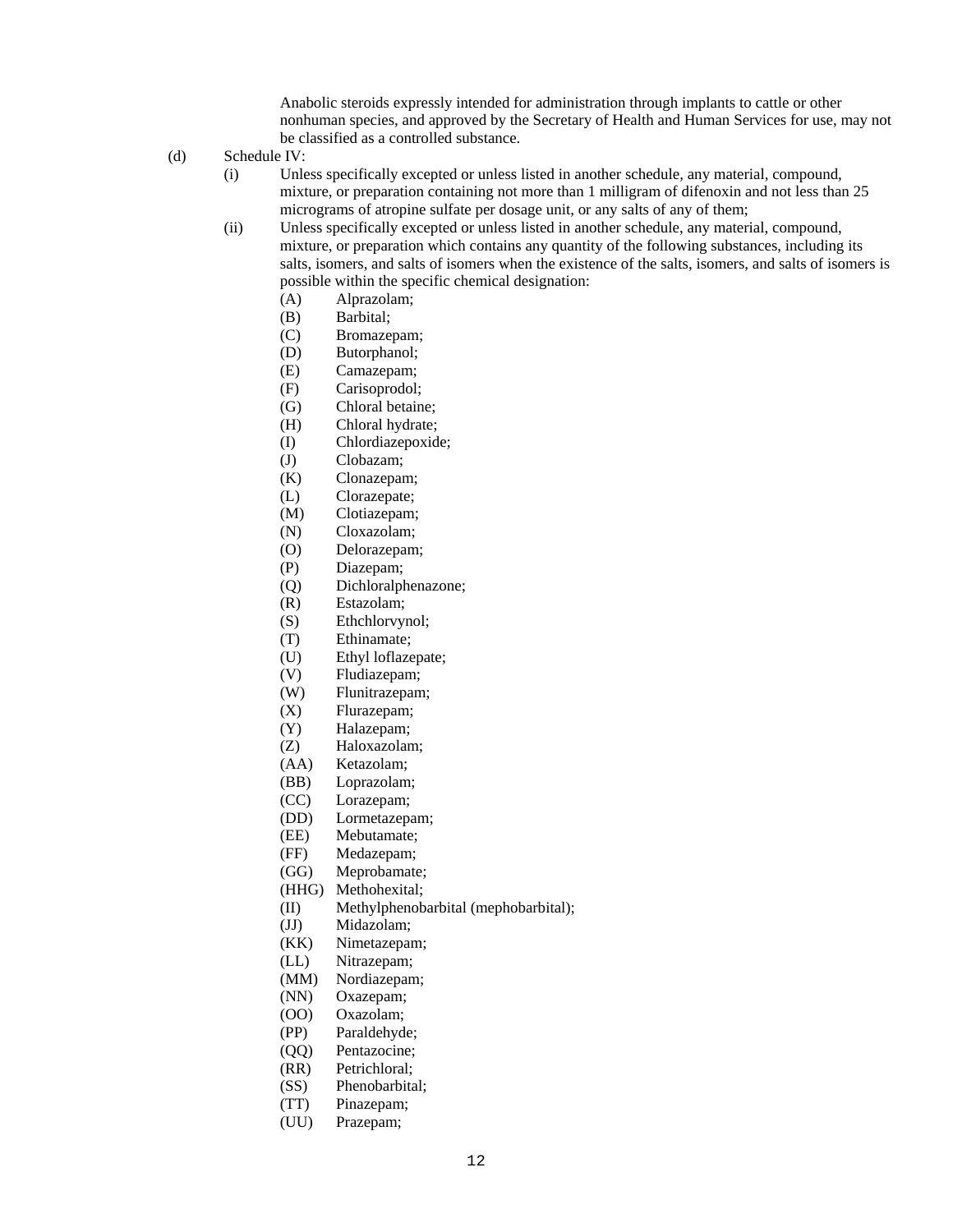Anabolic steroids expressly intended for administration through implants to cattle or other nonhuman species, and approved by the Secretary of Health and Human Services for use, may not be classified as a controlled substance.

(d) Schedule IV:

(i) Unless specifically excepted or unless listed in another schedule, any material, compound, mixture, or preparation containing not more than 1 milligram of difenoxin and not less than 25 micrograms of atropine sulfate per dosage unit, or any salts of any of them;

(ii) Unless specifically excepted or unless listed in another schedule, any material, compound, mixture, or preparation which contains any quantity of the following substances, including its salts, isomers, and salts of isomers when the existence of the salts, isomers, and salts of isomers is possible within the specific chemical designation:

(A) Alprazolam;
(B) Barbital;
(C) Bromazepam;
(D) Butorphanol;
(E) Camazepam;
(F) Carisoprodol;
(G) Chloral betaine;
(H) Chloral hydrate;
(I) Chlordiazepoxide;
(J) Clobazam;
(K) Clonazepam;
(L) Clorazepate;
(M) Clotiazepam;
(N) Cloxazolam;
(O) Delorazepam;
(P) Diazepam;
(Q) Dichloralphenazone;
(R) Estazolam;
(S) Ethchlorvynol;
(T) Ethinamate;
(U) Ethyl loflazepate;
(V) Fludiazepam;
(W) Flunitrazepam;
(X) Flurazepam;
(Y) Halazepam;
(Z) Haloxazolam;
(AA) Ketazolam;
(BB) Loprazolam;
(CC) Lorazepam;
(DD) Lormetazepam;
(EE) Mebutamate;
(FF) Medazepam;
(GG) Meprobamate;
(HHG) Methohexital;
(II) Methylphenobarbital (mephobarbital);
(JJ) Midazolam;
(KK) Nimetazepam;
(LL) Nitrazepam;
(MM) Nordiazepam;
(NN) Oxazepam;
(OO) Oxazolam;
(PP) Paraldehyde;
(QQ) Pentazocine;
(RR) Petrichloral;
(SS) Phenobarbital;
(TT) Pinazepam;
(UU) Prazepam;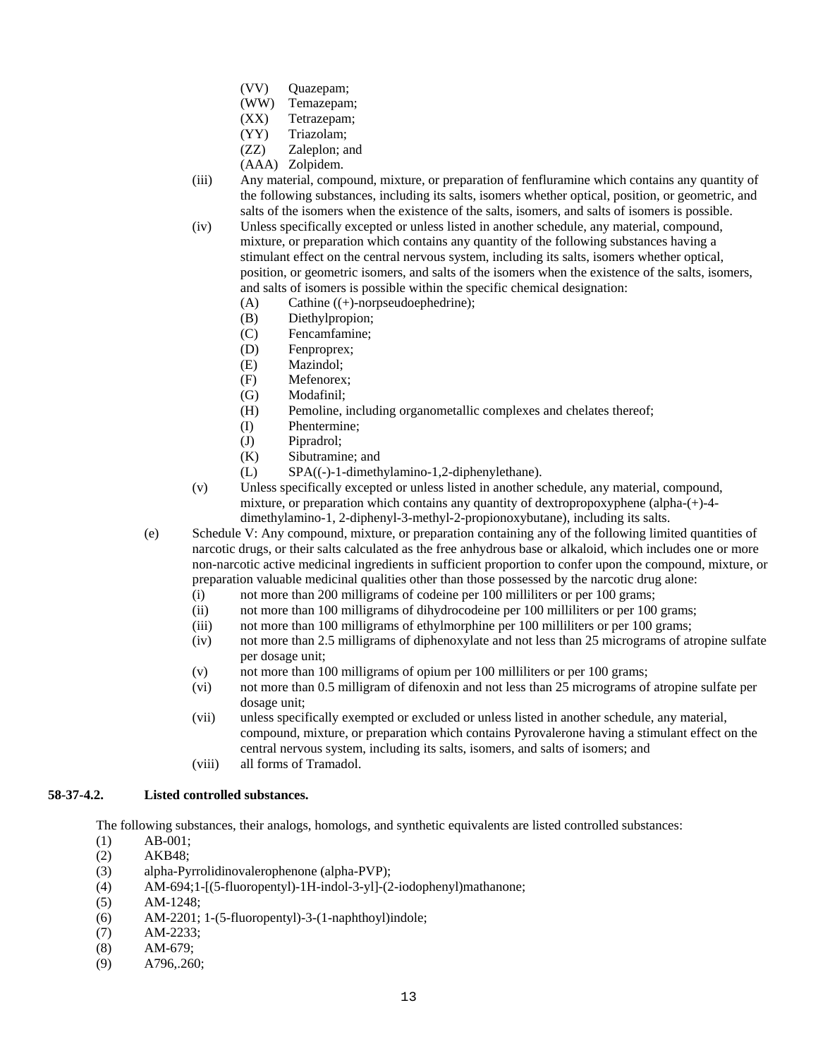(VV) Quazepam;
(WW) Temazepam;
(XX) Tetrazepam;
(YY) Triazolam;
(ZZ) Zaleplon; and
(AAA) Zolpidem.

(iii) Any material, compound, mixture, or preparation of fenfluramine which contains any quantity of the following substances, including its salts, isomers whether optical, position, or geometric, and salts of the isomers when the existence of the salts, isomers, and salts of isomers is possible.

(iv) Unless specifically excepted or unless listed in another schedule, any material, compound, mixture, or preparation which contains any quantity of the following substances having a stimulant effect on the central nervous system, including its salts, isomers whether optical, position, or geometric isomers, and salts of the isomers when the existence of the salts, isomers, and salts of isomers is possible within the specific chemical designation:
(A) Cathine ((+)-norpseudoephedrine);
(B) Diethylpropion;
(C) Fencamfamine;
(D) Fenproprex;
(E) Mazindol;
(F) Mefenorex;
(G) Modafinil;
(H) Pemoline, including organometallic complexes and chelates thereof;
(I) Phentermine;
(J) Pipradrol;
(K) Sibutramine; and
(L) SPA((-)-1-dimethylamino-1,2-diphenylethane).

(v) Unless specifically excepted or unless listed in another schedule, any material, compound, mixture, or preparation which contains any quantity of dextropropoxyphene (alpha-(+)-4-dimethylamino-1, 2-diphenyl-3-methyl-2-propionoxybutane), including its salts.

(e) Schedule V: Any compound, mixture, or preparation containing any of the following limited quantities of narcotic drugs, or their salts calculated as the free anhydrous base or alkaloid, which includes one or more non-narcotic active medicinal ingredients in sufficient proportion to confer upon the compound, mixture, or preparation valuable medicinal qualities other than those possessed by the narcotic drug alone:
(i) not more than 200 milligrams of codeine per 100 milliliters or per 100 grams;
(ii) not more than 100 milligrams of dihydrocodeine per 100 milliliters or per 100 grams;
(iii) not more than 100 milligrams of ethylmorphine per 100 milliliters or per 100 grams;
(iv) not more than 2.5 milligrams of diphenoxylate and not less than 25 micrograms of atropine sulfate per dosage unit;
(v) not more than 100 milligrams of opium per 100 milliliters or per 100 grams;
(vi) not more than 0.5 milligram of difenoxin and not less than 25 micrograms of atropine sulfate per dosage unit;
(vii) unless specifically exempted or excluded or unless listed in another schedule, any material, compound, mixture, or preparation which contains Pyrovalerone having a stimulant effect on the central nervous system, including its salts, isomers, and salts of isomers; and
(viii) all forms of Tramadol.

**58-37-4.2. Listed controlled substances.**

The following substances, their analogs, homologs, and synthetic equivalents are listed controlled substances:
(1) AB-001;
(2) AKB48;
(3) alpha-Pyrrolidinovalerophenone (alpha-PVP);
(4) AM-694;1-[(5-fluoropentyl)-1H-indol-3-yl]-(2-iodophenyl)mathanone;
(5) AM-1248;
(6) AM-2201; 1-(5-fluoropentyl)-3-(1-naphthoyl)indole;
(7) AM-2233;
(8) AM-679;
(9) A796,.260;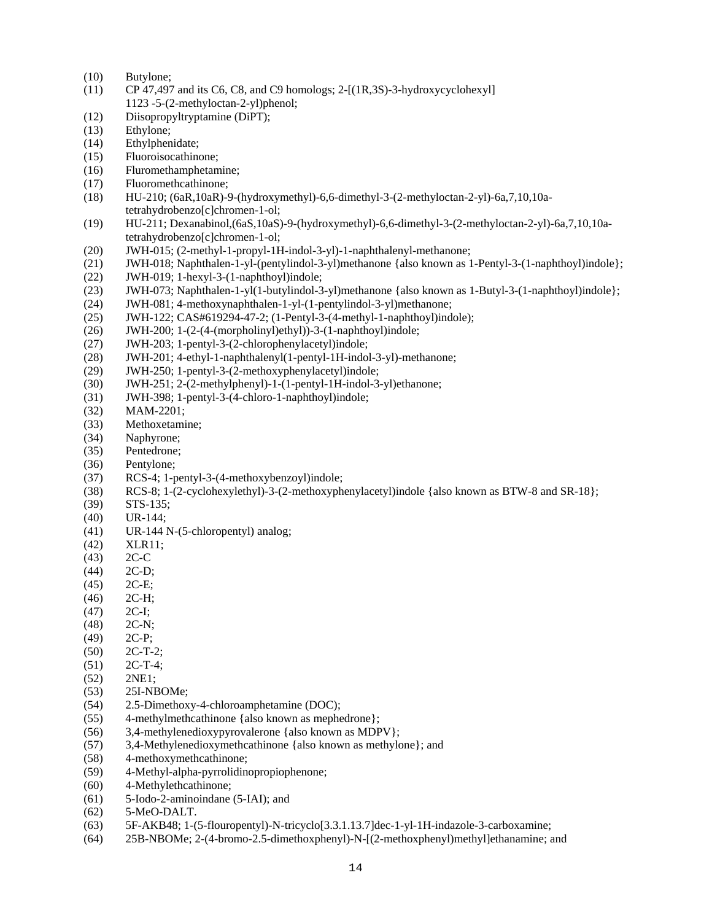(10) Butylone;
(11) CP 47,497 and its C6, C8, and C9 homologs; 2-[(1R,3S)-3-hydroxycyclohexyl] 1123 -5-(2-methyloctan-2-yl)phenol;
(12) Diisopropyltryptamine (DiPT);
(13) Ethylone;
(14) Ethylphenidate;
(15) Fluoroisocathinone;
(16) Fluromethamphetamine;
(17) Fluoromethcathinone;
(18) HU-210; (6aR,10aR)-9-(hydroxymethyl)-6,6-dimethyl-3-(2-methyloctan-2-yl)-6a,7,10,10a-tetrahydrobenzo[c]chromen-1-ol;
(19) HU-211; Dexanabinol,(6aS,10aS)-9-(hydroxymethyl)-6,6-dimethyl-3-(2-methyloctan-2-yl)-6a,7,10,10a-tetrahydrobenzo[c]chromen-1-ol;
(20) JWH-015; (2-methyl-1-propyl-1H-indol-3-yl)-1-naphthalenyl-methanone;
(21) JWH-018; Naphthalen-1-yl-(pentylindol-3-yl)methanone {also known as 1-Pentyl-3-(1-naphthoyl)indole};
(22) JWH-019; 1-hexyl-3-(1-naphthoyl)indole;
(23) JWH-073; Naphthalen-1-yl(1-butylindol-3-yl)methanone {also known as 1-Butyl-3-(1-naphthoyl)indole};
(24) JWH-081; 4-methoxynaphthalen-1-yl-(1-pentylindol-3-yl)methanone;
(25) JWH-122; CAS#619294-47-2; (1-Pentyl-3-(4-methyl-1-naphthoyl)indole);
(26) JWH-200; 1-(2-(4-(morpholinyl)ethyl))-3-(1-naphthoyl)indole;
(27) JWH-203; 1-pentyl-3-(2-chlorophenylacetyl)indole;
(28) JWH-201; 4-ethyl-1-naphthalenyl(1-pentyl-1H-indol-3-yl)-methanone;
(29) JWH-250; 1-pentyl-3-(2-methoxyphenylacetyl)indole;
(30) JWH-251; 2-(2-methylphenyl)-1-(1-pentyl-1H-indol-3-yl)ethanone;
(31) JWH-398; 1-pentyl-3-(4-chloro-1-naphthoyl)indole;
(32) MAM-2201;
(33) Methoxetamine;
(34) Naphyrone;
(35) Pentedrone;
(36) Pentylone;
(37) RCS-4; 1-pentyl-3-(4-methoxybenzoyl)indole;
(38) RCS-8; 1-(2-cyclohexylethyl)-3-(2-methoxyphenylacetyl)indole {also known as BTW-8 and SR-18};
(39) STS-135;
(40) UR-144;
(41) UR-144 N-(5-chloropentyl) analog;
(42) XLR11;
(43) 2C-C
(44) 2C-D;
(45) 2C-E;
(46) 2C-H;
(47) 2C-I;
(48) 2C-N;
(49) 2C-P;
(50) 2C-T-2;
(51) 2C-T-4;
(52) 2NE1;
(53) 25I-NBOMe;
(54) 2.5-Dimethoxy-4-chloroamphetamine (DOC);
(55) 4-methylmethcathinone {also known as mephedrone};
(56) 3,4-methylenedioxypyrovalerone {also known as MDPV};
(57) 3,4-Methylenedioxymethcathinone {also known as methylone}; and
(58) 4-methoxymethcathinone;
(59) 4-Methyl-alpha-pyrrolidinopropiophenone;
(60) 4-Methylethcathinone;
(61) 5-Iodo-2-aminoindane (5-IAI); and
(62) 5-MeO-DALT.
(63) 5F-AKB48; 1-(5-flouropentyl)-N-tricyclo[3.3.1.13.7]dec-1-yl-1H-indazole-3-carboxamine;
(64) 25B-NBOMe; 2-(4-bromo-2.5-dimethoxphenyl)-N-[(2-methoxphenyl)methyl]ethanamine; and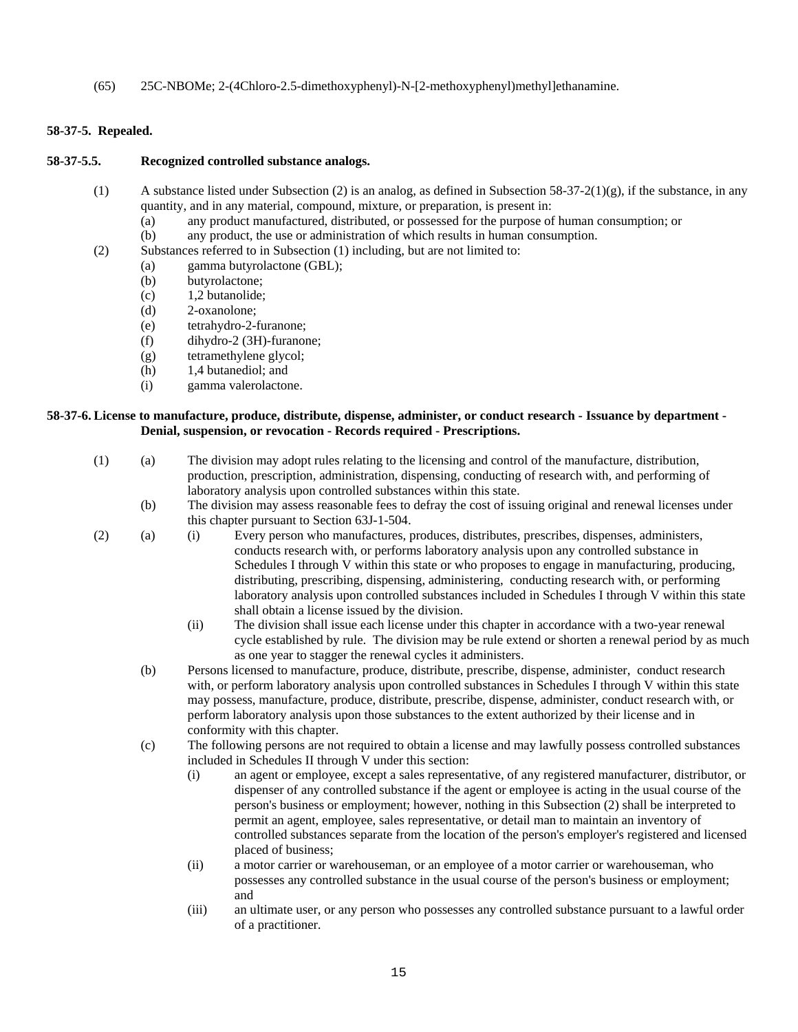(65) 25C-NBOMe; 2-(4Chloro-2.5-dimethoxyphenyl)-N-[2-methoxyphenyl)methyl]ethanamine.

**58-37-5. Repealed.**

**58-37-5.5. Recognized controlled substance analogs.**

(1) A substance listed under Subsection (2) is an analog, as defined in Subsection 58-37-2(1)(g), if the substance, in any quantity, and in any material, compound, mixture, or preparation, is present in:
   (a) any product manufactured, distributed, or possessed for the purpose of human consumption; or
   (b) any product, the use or administration of which results in human consumption.

(2) Substances referred to in Subsection (1) including, but are not limited to:
   (a) gamma butyrolactone (GBL);
   (b) butyrolactone;
   (c) 1,2 butanolide;
   (d) 2-oxanolone;
   (e) tetrahydro-2-furanone;
   (f) dihydro-2 (3H)-furanone;
   (g) tetramethylene glycol;
   (h) 1,4 butanediol; and
   (i) gamma valerolactone.

**58-37-6. License to manufacture, produce, distribute, dispense, administer, or conduct research - Issuance by department - Denial, suspension, or revocation - Records required - Prescriptions.**

(1) (a) The division may adopt rules relating to the licensing and control of the manufacture, distribution, production, prescription, administration, dispensing, conducting of research with, and performing of laboratory analysis upon controlled substances within this state.
   (b) The division may assess reasonable fees to defray the cost of issuing original and renewal licenses under this chapter pursuant to Section 63J-1-504.

(2) (a) (i) Every person who manufactures, produces, distributes, prescribes, dispenses, administers, conducts research with, or performs laboratory analysis upon any controlled substance in Schedules I through V within this state or who proposes to engage in manufacturing, producing, distributing, prescribing, dispensing, administering, conducting research with, or performing laboratory analysis upon controlled substances included in Schedules I through V within this state shall obtain a license issued by the division.
      (ii) The division shall issue each license under this chapter in accordance with a two-year renewal cycle established by rule. The division may be rule extend or shorten a renewal period by as much as one year to stagger the renewal cycles it administers.
   (b) Persons licensed to manufacture, produce, distribute, prescribe, dispense, administer, conduct research with, or perform laboratory analysis upon controlled substances in Schedules I through V within this state may possess, manufacture, produce, distribute, prescribe, dispense, administer, conduct research with, or perform laboratory analysis upon those substances to the extent authorized by their license and in conformity with this chapter.
   (c) The following persons are not required to obtain a license and may lawfully possess controlled substances included in Schedules II through V under this section:
      (i) an agent or employee, except a sales representative, of any registered manufacturer, distributor, or dispenser of any controlled substance if the agent or employee is acting in the usual course of the person's business or employment; however, nothing in this Subsection (2) shall be interpreted to permit an agent, employee, sales representative, or detail man to maintain an inventory of controlled substances separate from the location of the person's employer's registered and licensed placed of business;
      (ii) a motor carrier or warehouseman, or an employee of a motor carrier or warehouseman, who possesses any controlled substance in the usual course of the person's business or employment; and
      (iii) an ultimate user, or any person who possesses any controlled substance pursuant to a lawful order of a practitioner.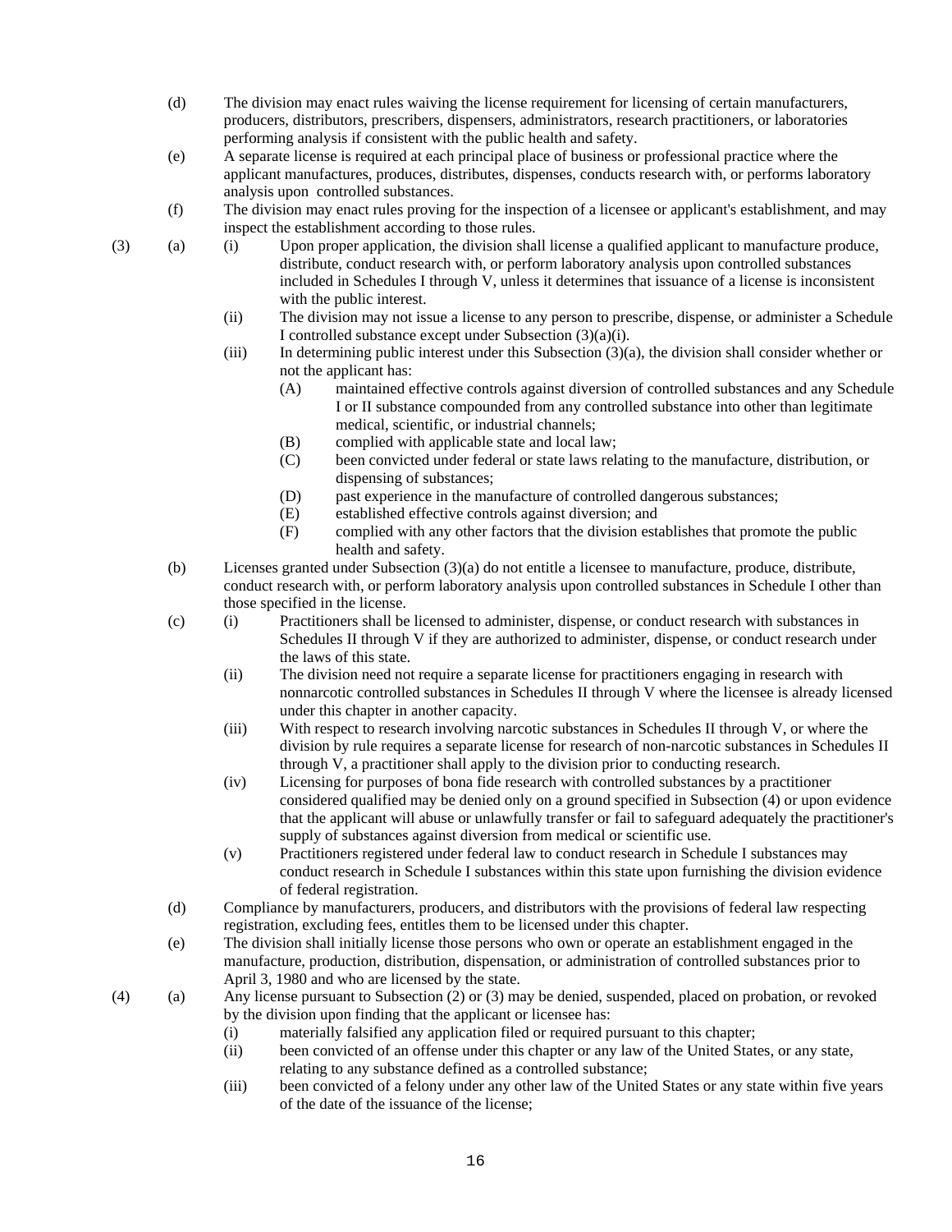(d) The division may enact rules waiving the license requirement for licensing of certain manufacturers, producers, distributors, prescribers, dispensers, administrators, research practitioners, or laboratories performing analysis if consistent with the public health and safety.

(e) A separate license is required at each principal place of business or professional practice where the applicant manufactures, produces, distributes, dispenses, conducts research with, or performs laboratory analysis upon controlled substances.

(f) The division may enact rules proving for the inspection of a licensee or applicant's establishment, and may inspect the establishment according to those rules.

(3) (a) (i) Upon proper application, the division shall license a qualified applicant to manufacture produce, distribute, conduct research with, or perform laboratory analysis upon controlled substances included in Schedules I through V, unless it determines that issuance of a license is inconsistent with the public interest.

(ii) The division may not issue a license to any person to prescribe, dispense, or administer a Schedule I controlled substance except under Subsection (3)(a)(i).

(iii) In determining public interest under this Subsection (3)(a), the division shall consider whether or not the applicant has:

(A) maintained effective controls against diversion of controlled substances and any Schedule I or II substance compounded from any controlled substance into other than legitimate medical, scientific, or industrial channels;

(B) complied with applicable state and local law;

(C) been convicted under federal or state laws relating to the manufacture, distribution, or dispensing of substances;

(D) past experience in the manufacture of controlled dangerous substances;

(E) established effective controls against diversion; and

(F) complied with any other factors that the division establishes that promote the public health and safety.

(b) Licenses granted under Subsection (3)(a) do not entitle a licensee to manufacture, produce, distribute, conduct research with, or perform laboratory analysis upon controlled substances in Schedule I other than those specified in the license.

(c) (i) Practitioners shall be licensed to administer, dispense, or conduct research with substances in Schedules II through V if they are authorized to administer, dispense, or conduct research under the laws of this state.

(ii) The division need not require a separate license for practitioners engaging in research with nonnarcotic controlled substances in Schedules II through V where the licensee is already licensed under this chapter in another capacity.

(iii) With respect to research involving narcotic substances in Schedules II through V, or where the division by rule requires a separate license for research of non-narcotic substances in Schedules II through V, a practitioner shall apply to the division prior to conducting research.

(iv) Licensing for purposes of bona fide research with controlled substances by a practitioner considered qualified may be denied only on a ground specified in Subsection (4) or upon evidence that the applicant will abuse or unlawfully transfer or fail to safeguard adequately the practitioner's supply of substances against diversion from medical or scientific use.

(v) Practitioners registered under federal law to conduct research in Schedule I substances may conduct research in Schedule I substances within this state upon furnishing the division evidence of federal registration.

(d) Compliance by manufacturers, producers, and distributors with the provisions of federal law respecting registration, excluding fees, entitles them to be licensed under this chapter.

(e) The division shall initially license those persons who own or operate an establishment engaged in the manufacture, production, distribution, dispensation, or administration of controlled substances prior to April 3, 1980 and who are licensed by the state.

(4) (a) Any license pursuant to Subsection (2) or (3) may be denied, suspended, placed on probation, or revoked by the division upon finding that the applicant or licensee has:

(i) materially falsified any application filed or required pursuant to this chapter;

(ii) been convicted of an offense under this chapter or any law of the United States, or any state, relating to any substance defined as a controlled substance;

(iii) been convicted of a felony under any other law of the United States or any state within five years of the date of the issuance of the license;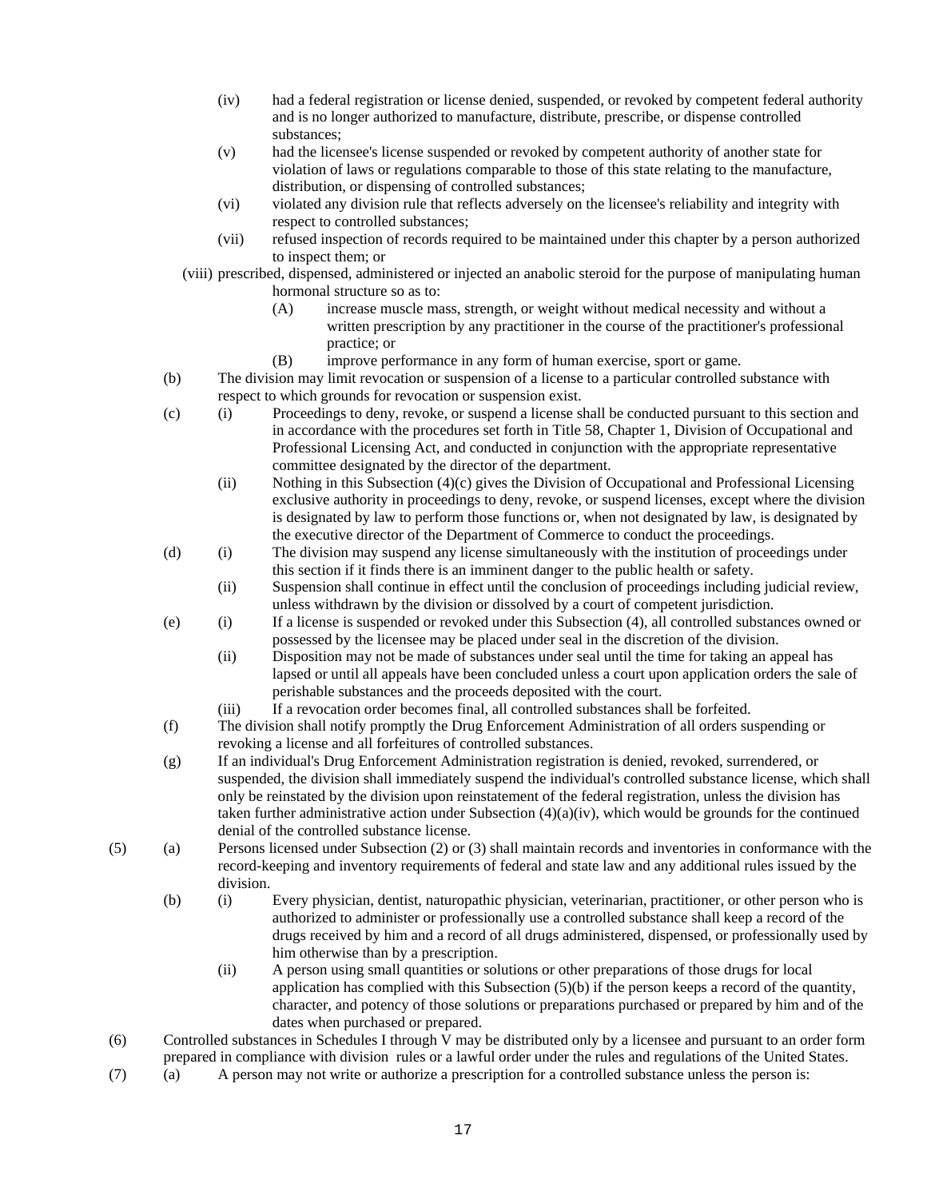(iv) had a federal registration or license denied, suspended, or revoked by competent federal authority and is no longer authorized to manufacture, distribute, prescribe, or dispense controlled substances;

(v) had the licensee's license suspended or revoked by competent authority of another state for violation of laws or regulations comparable to those of this state relating to the manufacture, distribution, or dispensing of controlled substances;

(vi) violated any division rule that reflects adversely on the licensee's reliability and integrity with respect to controlled substances;

(vii) refused inspection of records required to be maintained under this chapter by a person authorized to inspect them; or

(viii) prescribed, dispensed, administered or injected an anabolic steroid for the purpose of manipulating human hormonal structure so as to:

(A) increase muscle mass, strength, or weight without medical necessity and without a written prescription by any practitioner in the course of the practitioner's professional practice; or

(B) improve performance in any form of human exercise, sport or game.

(b) The division may limit revocation or suspension of a license to a particular controlled substance with respect to which grounds for revocation or suspension exist.

(c) (i) Proceedings to deny, revoke, or suspend a license shall be conducted pursuant to this section and in accordance with the procedures set forth in Title 58, Chapter 1, Division of Occupational and Professional Licensing Act, and conducted in conjunction with the appropriate representative committee designated by the director of the department.

(ii) Nothing in this Subsection (4)(c) gives the Division of Occupational and Professional Licensing exclusive authority in proceedings to deny, revoke, or suspend licenses, except where the division is designated by law to perform those functions or, when not designated by law, is designated by the executive director of the Department of Commerce to conduct the proceedings.

(d) (i) The division may suspend any license simultaneously with the institution of proceedings under this section if it finds there is an imminent danger to the public health or safety.

(ii) Suspension shall continue in effect until the conclusion of proceedings including judicial review, unless withdrawn by the division or dissolved by a court of competent jurisdiction.

(e) (i) If a license is suspended or revoked under this Subsection (4), all controlled substances owned or possessed by the licensee may be placed under seal in the discretion of the division.

(ii) Disposition may not be made of substances under seal until the time for taking an appeal has lapsed or until all appeals have been concluded unless a court upon application orders the sale of perishable substances and the proceeds deposited with the court.

(iii) If a revocation order becomes final, all controlled substances shall be forfeited.

(f) The division shall notify promptly the Drug Enforcement Administration of all orders suspending or revoking a license and all forfeitures of controlled substances.

(g) If an individual's Drug Enforcement Administration registration is denied, revoked, surrendered, or suspended, the division shall immediately suspend the individual's controlled substance license, which shall only be reinstated by the division upon reinstatement of the federal registration, unless the division has taken further administrative action under Subsection (4)(a)(iv), which would be grounds for the continued denial of the controlled substance license.

(5) (a) Persons licensed under Subsection (2) or (3) shall maintain records and inventories in conformance with the record-keeping and inventory requirements of federal and state law and any additional rules issued by the division.

(b) (i) Every physician, dentist, naturopathic physician, veterinarian, practitioner, or other person who is authorized to administer or professionally use a controlled substance shall keep a record of the drugs received by him and a record of all drugs administered, dispensed, or professionally used by him otherwise than by a prescription.

(ii) A person using small quantities or solutions or other preparations of those drugs for local application has complied with this Subsection (5)(b) if the person keeps a record of the quantity, character, and potency of those solutions or preparations purchased or prepared by him and of the dates when purchased or prepared.

(6) Controlled substances in Schedules I through V may be distributed only by a licensee and pursuant to an order form prepared in compliance with division rules or a lawful order under the rules and regulations of the United States.

(7) (a) A person may not write or authorize a prescription for a controlled substance unless the person is: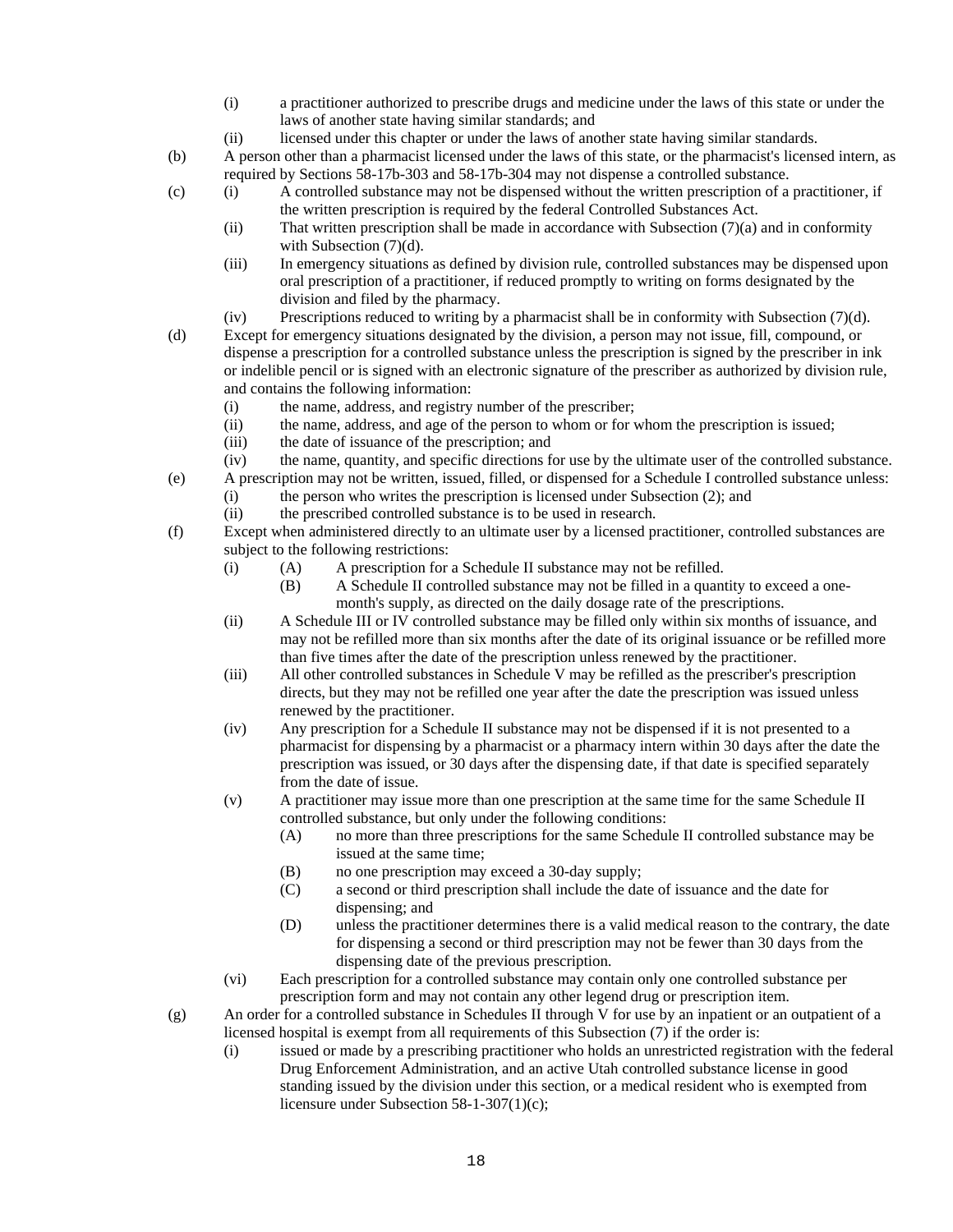(i) a practitioner authorized to prescribe drugs and medicine under the laws of this state or under the laws of another state having similar standards; and

(ii) licensed under this chapter or under the laws of another state having similar standards.

(b) A person other than a pharmacist licensed under the laws of this state, or the pharmacist's licensed intern, as required by Sections 58-17b-303 and 58-17b-304 may not dispense a controlled substance.

(c) (i) A controlled substance may not be dispensed without the written prescription of a practitioner, if the written prescription is required by the federal Controlled Substances Act.

(ii) That written prescription shall be made in accordance with Subsection (7)(a) and in conformity with Subsection (7)(d).

(iii) In emergency situations as defined by division rule, controlled substances may be dispensed upon oral prescription of a practitioner, if reduced promptly to writing on forms designated by the division and filed by the pharmacy.

(iv) Prescriptions reduced to writing by a pharmacist shall be in conformity with Subsection (7)(d).

(d) Except for emergency situations designated by the division, a person may not issue, fill, compound, or dispense a prescription for a controlled substance unless the prescription is signed by the prescriber in ink or indelible pencil or is signed with an electronic signature of the prescriber as authorized by division rule, and contains the following information:

(i) the name, address, and registry number of the prescriber;

(ii) the name, address, and age of the person to whom or for whom the prescription is issued;

(iii) the date of issuance of the prescription; and

(iv) the name, quantity, and specific directions for use by the ultimate user of the controlled substance.

(e) A prescription may not be written, issued, filled, or dispensed for a Schedule I controlled substance unless:

(i) the person who writes the prescription is licensed under Subsection (2); and

(ii) the prescribed controlled substance is to be used in research.

(f) Except when administered directly to an ultimate user by a licensed practitioner, controlled substances are subject to the following restrictions:

(i) (A) A prescription for a Schedule II substance may not be refilled.

(B) A Schedule II controlled substance may not be filled in a quantity to exceed a one-month's supply, as directed on the daily dosage rate of the prescriptions.

(ii) A Schedule III or IV controlled substance may be filled only within six months of issuance, and may not be refilled more than six months after the date of its original issuance or be refilled more than five times after the date of the prescription unless renewed by the practitioner.

(iii) All other controlled substances in Schedule V may be refilled as the prescriber's prescription directs, but they may not be refilled one year after the date the prescription was issued unless renewed by the practitioner.

(iv) Any prescription for a Schedule II substance may not be dispensed if it is not presented to a pharmacist for dispensing by a pharmacist or a pharmacy intern within 30 days after the date the prescription was issued, or 30 days after the dispensing date, if that date is specified separately from the date of issue.

(v) A practitioner may issue more than one prescription at the same time for the same Schedule II controlled substance, but only under the following conditions:

(A) no more than three prescriptions for the same Schedule II controlled substance may be issued at the same time;

(B) no one prescription may exceed a 30-day supply;

(C) a second or third prescription shall include the date of issuance and the date for dispensing; and

(D) unless the practitioner determines there is a valid medical reason to the contrary, the date for dispensing a second or third prescription may not be fewer than 30 days from the dispensing date of the previous prescription.

(vi) Each prescription for a controlled substance may contain only one controlled substance per prescription form and may not contain any other legend drug or prescription item.

(g) An order for a controlled substance in Schedules II through V for use by an inpatient or an outpatient of a licensed hospital is exempt from all requirements of this Subsection (7) if the order is:

(i) issued or made by a prescribing practitioner who holds an unrestricted registration with the federal Drug Enforcement Administration, and an active Utah controlled substance license in good standing issued by the division under this section, or a medical resident who is exempted from licensure under Subsection 58-1-307(1)(c);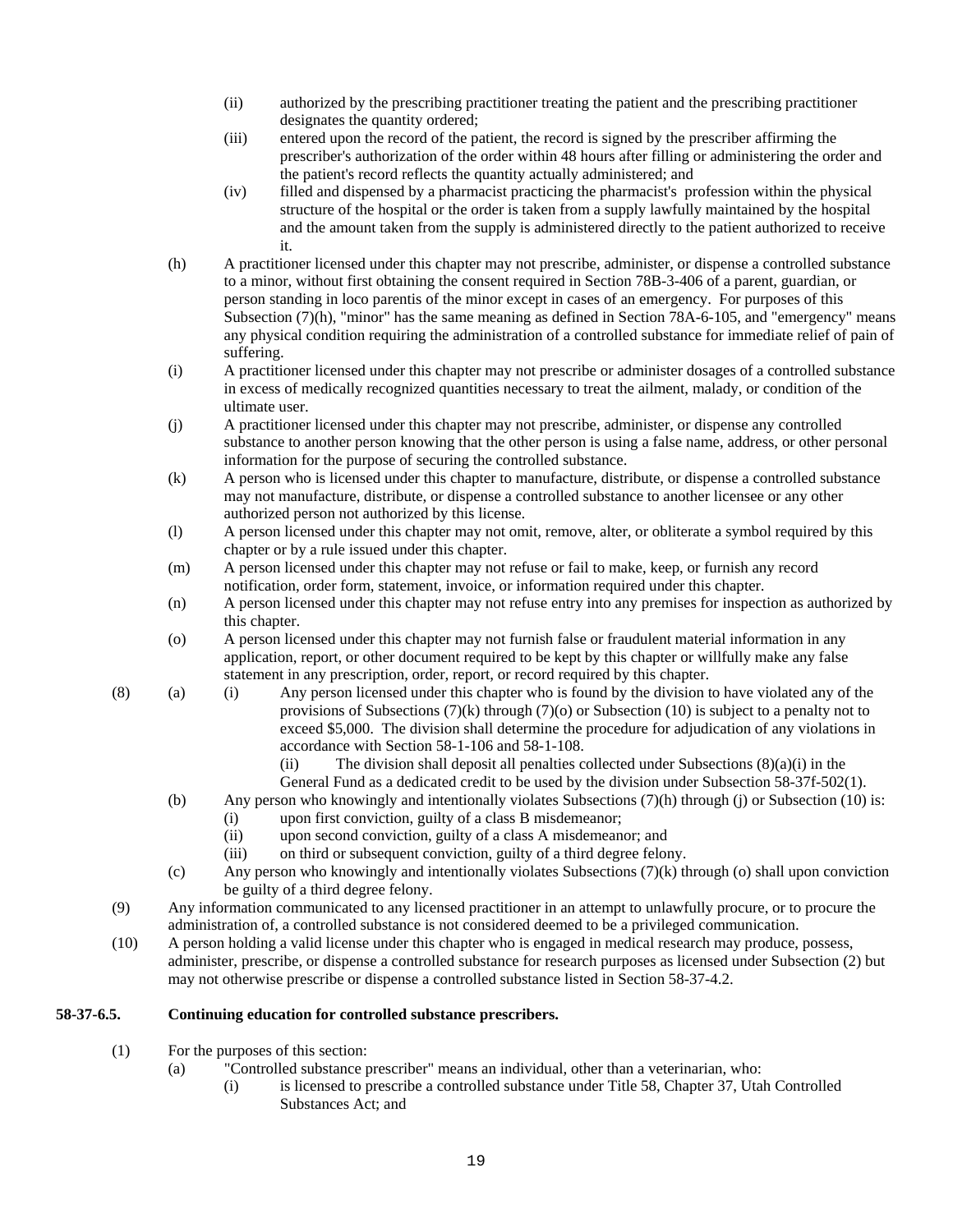(ii) authorized by the prescribing practitioner treating the patient and the prescribing practitioner designates the quantity ordered;

(iii) entered upon the record of the patient, the record is signed by the prescriber affirming the prescriber's authorization of the order within 48 hours after filling or administering the order and the patient's record reflects the quantity actually administered; and

(iv) filled and dispensed by a pharmacist practicing the pharmacist's profession within the physical structure of the hospital or the order is taken from a supply lawfully maintained by the hospital and the amount taken from the supply is administered directly to the patient authorized to receive it.

(h) A practitioner licensed under this chapter may not prescribe, administer, or dispense a controlled substance to a minor, without first obtaining the consent required in Section 78B-3-406 of a parent, guardian, or person standing in loco parentis of the minor except in cases of an emergency. For purposes of this Subsection (7)(h), "minor" has the same meaning as defined in Section 78A-6-105, and "emergency" means any physical condition requiring the administration of a controlled substance for immediate relief of pain of suffering.

(i) A practitioner licensed under this chapter may not prescribe or administer dosages of a controlled substance in excess of medically recognized quantities necessary to treat the ailment, malady, or condition of the ultimate user.

(j) A practitioner licensed under this chapter may not prescribe, administer, or dispense any controlled substance to another person knowing that the other person is using a false name, address, or other personal information for the purpose of securing the controlled substance.

(k) A person who is licensed under this chapter to manufacture, distribute, or dispense a controlled substance may not manufacture, distribute, or dispense a controlled substance to another licensee or any other authorized person not authorized by this license.

(l) A person licensed under this chapter may not omit, remove, alter, or obliterate a symbol required by this chapter or by a rule issued under this chapter.

(m) A person licensed under this chapter may not refuse or fail to make, keep, or furnish any record notification, order form, statement, invoice, or information required under this chapter.

(n) A person licensed under this chapter may not refuse entry into any premises for inspection as authorized by this chapter.

(o) A person licensed under this chapter may not furnish false or fraudulent material information in any application, report, or other document required to be kept by this chapter or willfully make any false statement in any prescription, order, report, or record required by this chapter.

(8) (a) (i) Any person licensed under this chapter who is found by the division to have violated any of the provisions of Subsections (7)(k) through (7)(o) or Subsection (10) is subject to a penalty not to exceed $5,000. The division shall determine the procedure for adjudication of any violations in accordance with Section 58-1-106 and 58-1-108.

(ii) The division shall deposit all penalties collected under Subsections (8)(a)(i) in the General Fund as a dedicated credit to be used by the division under Subsection 58-37f-502(1).

(b) Any person who knowingly and intentionally violates Subsections (7)(h) through (j) or Subsection (10) is:

(i) upon first conviction, guilty of a class B misdemeanor;

(ii) upon second conviction, guilty of a class A misdemeanor; and

(iii) on third or subsequent conviction, guilty of a third degree felony.

(c) Any person who knowingly and intentionally violates Subsections (7)(k) through (o) shall upon conviction be guilty of a third degree felony.

(9) Any information communicated to any licensed practitioner in an attempt to unlawfully procure, or to procure the administration of, a controlled substance is not considered deemed to be a privileged communication.

(10) A person holding a valid license under this chapter who is engaged in medical research may produce, possess, administer, prescribe, or dispense a controlled substance for research purposes as licensed under Subsection (2) but may not otherwise prescribe or dispense a controlled substance listed in Section 58-37-4.2.

**58-37-6.5. Continuing education for controlled substance prescribers.**

(1) For the purposes of this section:

(a) "Controlled substance prescriber" means an individual, other than a veterinarian, who:

(i) is licensed to prescribe a controlled substance under Title 58, Chapter 37, Utah Controlled Substances Act; and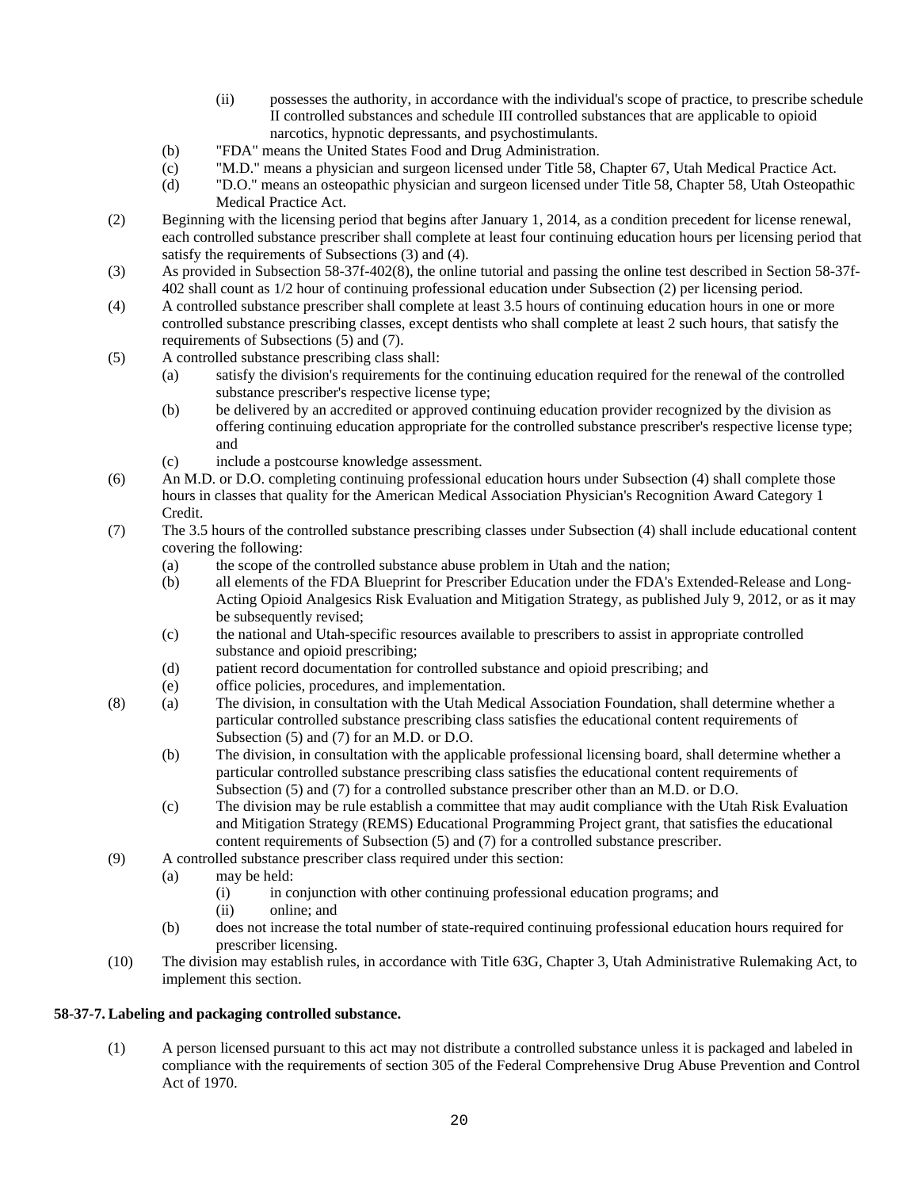(ii) possesses the authority, in accordance with the individual's scope of practice, to prescribe schedule II controlled substances and schedule III controlled substances that are applicable to opioid narcotics, hypnotic depressants, and psychostimulants.

(b) "FDA" means the United States Food and Drug Administration.

(c) "M.D." means a physician and surgeon licensed under Title 58, Chapter 67, Utah Medical Practice Act.

(d) "D.O." means an osteopathic physician and surgeon licensed under Title 58, Chapter 58, Utah Osteopathic Medical Practice Act.

(2) Beginning with the licensing period that begins after January 1, 2014, as a condition precedent for license renewal, each controlled substance prescriber shall complete at least four continuing education hours per licensing period that satisfy the requirements of Subsections (3) and (4).

(3) As provided in Subsection 58-37f-402(8), the online tutorial and passing the online test described in Section 58-37f-402 shall count as 1/2 hour of continuing professional education under Subsection (2) per licensing period.

(4) A controlled substance prescriber shall complete at least 3.5 hours of continuing education hours in one or more controlled substance prescribing classes, except dentists who shall complete at least 2 such hours, that satisfy the requirements of Subsections (5) and (7).

(5) A controlled substance prescribing class shall:

(a) satisfy the division's requirements for the continuing education required for the renewal of the controlled substance prescriber's respective license type;

(b) be delivered by an accredited or approved continuing education provider recognized by the division as offering continuing education appropriate for the controlled substance prescriber's respective license type; and

(c) include a postcourse knowledge assessment.

(6) An M.D. or D.O. completing continuing professional education hours under Subsection (4) shall complete those hours in classes that quality for the American Medical Association Physician's Recognition Award Category 1 Credit.

(7) The 3.5 hours of the controlled substance prescribing classes under Subsection (4) shall include educational content covering the following:

(a) the scope of the controlled substance abuse problem in Utah and the nation;

(b) all elements of the FDA Blueprint for Prescriber Education under the FDA's Extended-Release and Long-Acting Opioid Analgesics Risk Evaluation and Mitigation Strategy, as published July 9, 2012, or as it may be subsequently revised;

(c) the national and Utah-specific resources available to prescribers to assist in appropriate controlled substance and opioid prescribing;

(d) patient record documentation for controlled substance and opioid prescribing; and

(e) office policies, procedures, and implementation.

(8) (a) The division, in consultation with the Utah Medical Association Foundation, shall determine whether a particular controlled substance prescribing class satisfies the educational content requirements of Subsection (5) and (7) for an M.D. or D.O.

(b) The division, in consultation with the applicable professional licensing board, shall determine whether a particular controlled substance prescribing class satisfies the educational content requirements of Subsection (5) and (7) for a controlled substance prescriber other than an M.D. or D.O.

(c) The division may be rule establish a committee that may audit compliance with the Utah Risk Evaluation and Mitigation Strategy (REMS) Educational Programming Project grant, that satisfies the educational content requirements of Subsection (5) and (7) for a controlled substance prescriber.

(9) A controlled substance prescriber class required under this section:

(a) may be held:

(i) in conjunction with other continuing professional education programs; and

(ii) online; and

(b) does not increase the total number of state-required continuing professional education hours required for prescriber licensing.

(10) The division may establish rules, in accordance with Title 63G, Chapter 3, Utah Administrative Rulemaking Act, to implement this section.

**58-37-7. Labeling and packaging controlled substance.**

(1) A person licensed pursuant to this act may not distribute a controlled substance unless it is packaged and labeled in compliance with the requirements of section 305 of the Federal Comprehensive Drug Abuse Prevention and Control Act of 1970.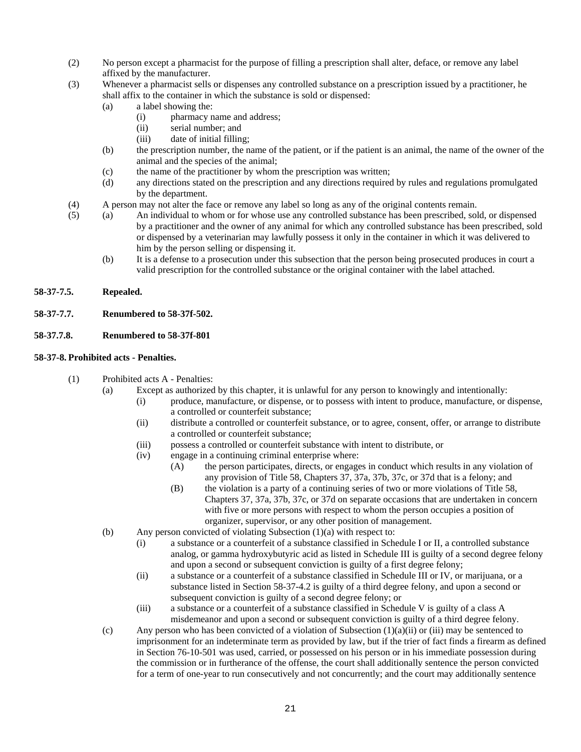(2) No person except a pharmacist for the purpose of filling a prescription shall alter, deface, or remove any label affixed by the manufacturer.

(3) Whenever a pharmacist sells or dispenses any controlled substance on a prescription issued by a practitioner, he shall affix to the container in which the substance is sold or dispensed:

- (a) a label showing the:
  - (i) pharmacy name and address;
  - (ii) serial number; and
  - (iii) date of initial filling;
- (b) the prescription number, the name of the patient, or if the patient is an animal, the name of the owner of the animal and the species of the animal;
- (c) the name of the practitioner by whom the prescription was written;
- (d) any directions stated on the prescription and any directions required by rules and regulations promulgated by the department.

(4) A person may not alter the face or remove any label so long as any of the original contents remain.

(5)
- (a) An individual to whom or for whose use any controlled substance has been prescribed, sold, or dispensed by a practitioner and the owner of any animal for which any controlled substance has been prescribed, sold or dispensed by a veterinarian may lawfully possess it only in the container in which it was delivered to him by the person selling or dispensing it.
- (b) It is a defense to a prosecution under this subsection that the person being prosecuted produces in court a valid prescription for the controlled substance or the original container with the label attached.

**58-37-7.5. Repealed.**

**58-37-7.7. Renumbered to 58-37f-502.**

**58-37.7.8. Renumbered to 58-37f-801**

**58-37-8. Prohibited acts - Penalties.**

(1) Prohibited acts A - Penalties:

- (a) Except as authorized by this chapter, it is unlawful for any person to knowingly and intentionally:
  - (i) produce, manufacture, or dispense, or to possess with intent to produce, manufacture, or dispense, a controlled or counterfeit substance;
  - (ii) distribute a controlled or counterfeit substance, or to agree, consent, offer, or arrange to distribute a controlled or counterfeit substance;
  - (iii) possess a controlled or counterfeit substance with intent to distribute, or
  - (iv) engage in a continuing criminal enterprise where:
    - (A) the person participates, directs, or engages in conduct which results in any violation of any provision of Title 58, Chapters 37, 37a, 37b, 37c, or 37d that is a felony; and
    - (B) the violation is a party of a continuing series of two or more violations of Title 58, Chapters 37, 37a, 37b, 37c, or 37d on separate occasions that are undertaken in concern with five or more persons with respect to whom the person occupies a position of organizer, supervisor, or any other position of management.
- (b) Any person convicted of violating Subsection (1)(a) with respect to:
  - (i) a substance or a counterfeit of a substance classified in Schedule I or II, a controlled substance analog, or gamma hydroxybutyric acid as listed in Schedule III is guilty of a second degree felony and upon a second or subsequent conviction is guilty of a first degree felony;
  - (ii) a substance or a counterfeit of a substance classified in Schedule III or IV, or marijuana, or a substance listed in Section 58-37-4.2 is guilty of a third degree felony, and upon a second or subsequent conviction is guilty of a second degree felony; or
  - (iii) a substance or a counterfeit of a substance classified in Schedule V is guilty of a class A misdemeanor and upon a second or subsequent conviction is guilty of a third degree felony.
- (c) Any person who has been convicted of a violation of Subsection (1)(a)(ii) or (iii) may be sentenced to imprisonment for an indeterminate term as provided by law, but if the trier of fact finds a firearm as defined in Section 76-10-501 was used, carried, or possessed on his person or in his immediate possession during the commission or in furtherance of the offense, the court shall additionally sentence the person convicted for a term of one-year to run consecutively and not concurrently; and the court may additionally sentence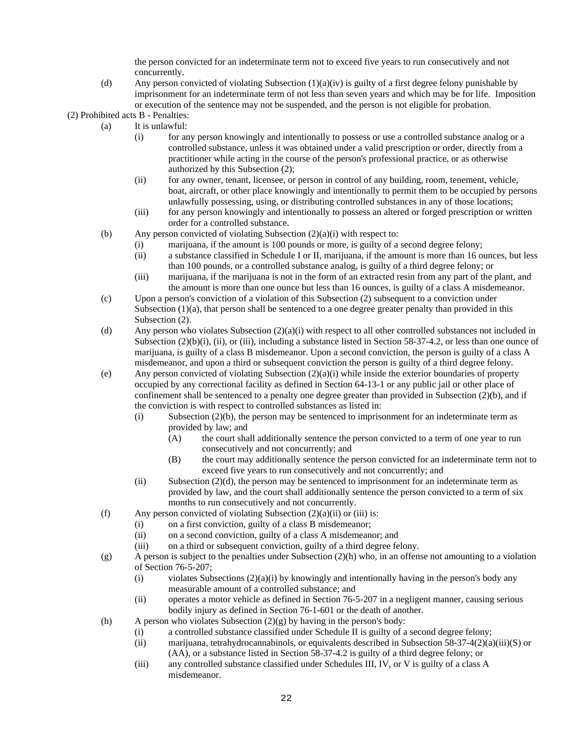the person convicted for an indeterminate term not to exceed five years to run consecutively and not concurrently.

(d) Any person convicted of violating Subsection (1)(a)(iv) is guilty of a first degree felony punishable by imprisonment for an indeterminate term of not less than seven years and which may be for life. Imposition or execution of the sentence may not be suspended, and the person is not eligible for probation.

(2) Prohibited acts B - Penalties:

(a) It is unlawful:

(i) for any person knowingly and intentionally to possess or use a controlled substance analog or a controlled substance, unless it was obtained under a valid prescription or order, directly from a practitioner while acting in the course of the person's professional practice, or as otherwise authorized by this Subsection (2);

(ii) for any owner, tenant, licensee, or person in control of any building, room, tenement, vehicle, boat, aircraft, or other place knowingly and intentionally to permit them to be occupied by persons unlawfully possessing, using, or distributing controlled substances in any of those locations;

(iii) for any person knowingly and intentionally to possess an altered or forged prescription or written order for a controlled substance.

(b) Any person convicted of violating Subsection (2)(a)(i) with respect to:

(i) marijuana, if the amount is 100 pounds or more, is guilty of a second degree felony;

(ii) a substance classified in Schedule I or II, marijuana, if the amount is more than 16 ounces, but less than 100 pounds, or a controlled substance analog, is guilty of a third degree felony; or

(iii) marijuana, if the marijuana is not in the form of an extracted resin from any part of the plant, and the amount is more than one ounce but less than 16 ounces, is guilty of a class A misdemeanor.

(c) Upon a person's conviction of a violation of this Subsection (2) subsequent to a conviction under Subsection (1)(a), that person shall be sentenced to a one degree greater penalty than provided in this Subsection (2).

(d) Any person who violates Subsection (2)(a)(i) with respect to all other controlled substances not included in Subsection (2)(b)(i), (ii), or (iii), including a substance listed in Section 58-37-4.2, or less than one ounce of marijuana, is guilty of a class B misdemeanor. Upon a second conviction, the person is guilty of a class A misdemeanor, and upon a third or subsequent conviction the person is guilty of a third degree felony.

(e) Any person convicted of violating Subsection (2)(a)(i) while inside the exterior boundaries of property occupied by any correctional facility as defined in Section 64-13-1 or any public jail or other place of confinement shall be sentenced to a penalty one degree greater than provided in Subsection (2)(b), and if the conviction is with respect to controlled substances as listed in:

(i) Subsection (2)(b), the person may be sentenced to imprisonment for an indeterminate term as provided by law; and

(A) the court shall additionally sentence the person convicted to a term of one year to run consecutively and not concurrently; and

(B) the court may additionally sentence the person convicted for an indeterminate term not to exceed five years to run consecutively and not concurrently; and

(ii) Subsection (2)(d), the person may be sentenced to imprisonment for an indeterminate term as provided by law, and the court shall additionally sentence the person convicted to a term of six months to run consecutively and not concurrently.

(f) Any person convicted of violating Subsection (2)(a)(ii) or (iii) is:

(i) on a first conviction, guilty of a class B misdemeanor;

(ii) on a second conviction, guilty of a class A misdemeanor; and

(iii) on a third or subsequent conviction, guilty of a third degree felony.

(g) A person is subject to the penalties under Subsection (2)(h) who, in an offense not amounting to a violation of Section 76-5-207;

(i) violates Subsections (2)(a)(i) by knowingly and intentionally having in the person's body any measurable amount of a controlled substance; and

(ii) operates a motor vehicle as defined in Section 76-5-207 in a negligent manner, causing serious bodily injury as defined in Section 76-1-601 or the death of another.

(h) A person who violates Subsection (2)(g) by having in the person's body:

(i) a controlled substance classified under Schedule II is guilty of a second degree felony;

(ii) marijuana, tetrahydrocannabinols, or equivalents described in Subsection 58-37-4(2)(a)(iii)(S) or (AA), or a substance listed in Section 58-37-4.2 is guilty of a third degree felony; or

(iii) any controlled substance classified under Schedules III, IV, or V is guilty of a class A misdemeanor.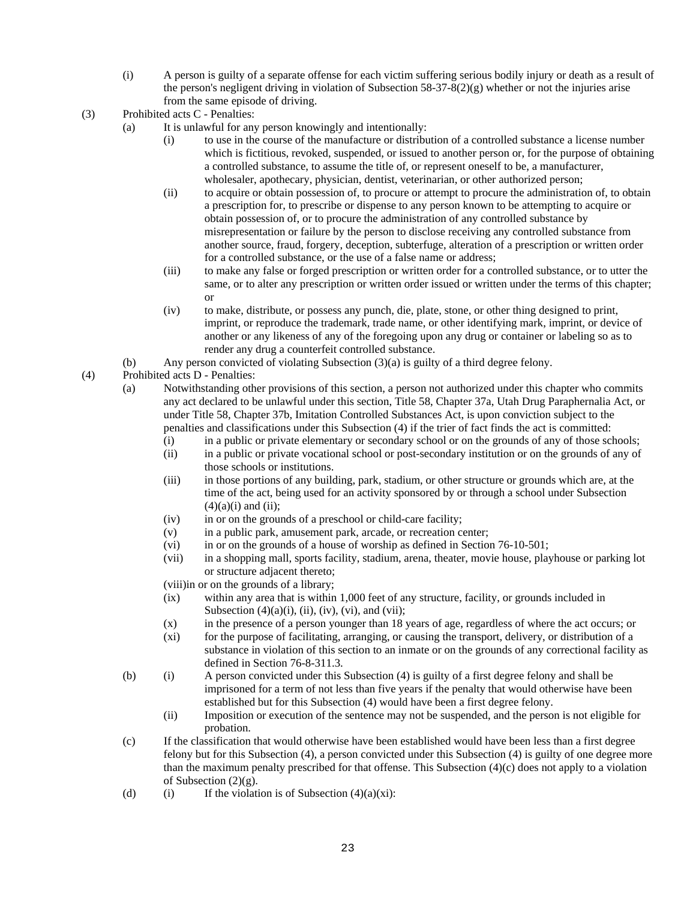(i) A person is guilty of a separate offense for each victim suffering serious bodily injury or death as a result of the person's negligent driving in violation of Subsection 58-37-8(2)(g) whether or not the injuries arise from the same episode of driving.

(3) Prohibited acts C - Penalties:

(a) It is unlawful for any person knowingly and intentionally:

(i) to use in the course of the manufacture or distribution of a controlled substance a license number which is fictitious, revoked, suspended, or issued to another person or, for the purpose of obtaining a controlled substance, to assume the title of, or represent oneself to be, a manufacturer, wholesaler, apothecary, physician, dentist, veterinarian, or other authorized person;

(ii) to acquire or obtain possession of, to procure or attempt to procure the administration of, to obtain a prescription for, to prescribe or dispense to any person known to be attempting to acquire or obtain possession of, or to procure the administration of any controlled substance by misrepresentation or failure by the person to disclose receiving any controlled substance from another source, fraud, forgery, deception, subterfuge, alteration of a prescription or written order for a controlled substance, or the use of a false name or address;

(iii) to make any false or forged prescription or written order for a controlled substance, or to utter the same, or to alter any prescription or written order issued or written under the terms of this chapter; or

(iv) to make, distribute, or possess any punch, die, plate, stone, or other thing designed to print, imprint, or reproduce the trademark, trade name, or other identifying mark, imprint, or device of another or any likeness of any of the foregoing upon any drug or container or labeling so as to render any drug a counterfeit controlled substance.

(b) Any person convicted of violating Subsection (3)(a) is guilty of a third degree felony.

(4) Prohibited acts D - Penalties:

(a) Notwithstanding other provisions of this section, a person not authorized under this chapter who commits any act declared to be unlawful under this section, Title 58, Chapter 37a, Utah Drug Paraphernalia Act, or under Title 58, Chapter 37b, Imitation Controlled Substances Act, is upon conviction subject to the penalties and classifications under this Subsection (4) if the trier of fact finds the act is committed:

(i) in a public or private elementary or secondary school or on the grounds of any of those schools;

(ii) in a public or private vocational school or post-secondary institution or on the grounds of any of those schools or institutions.

(iii) in those portions of any building, park, stadium, or other structure or grounds which are, at the time of the act, being used for an activity sponsored by or through a school under Subsection (4)(a)(i) and (ii);

(iv) in or on the grounds of a preschool or child-care facility;

(v) in a public park, amusement park, arcade, or recreation center;

(vi) in or on the grounds of a house of worship as defined in Section 76-10-501;

(vii) in a shopping mall, sports facility, stadium, arena, theater, movie house, playhouse or parking lot or structure adjacent thereto;

(viii) in or on the grounds of a library;

(ix) within any area that is within 1,000 feet of any structure, facility, or grounds included in Subsection (4)(a)(i), (ii), (iv), (vi), and (vii);

(x) in the presence of a person younger than 18 years of age, regardless of where the act occurs; or

(xi) for the purpose of facilitating, arranging, or causing the transport, delivery, or distribution of a substance in violation of this section to an inmate or on the grounds of any correctional facility as defined in Section 76-8-311.3.

(b) (i) A person convicted under this Subsection (4) is guilty of a first degree felony and shall be imprisoned for a term of not less than five years if the penalty that would otherwise have been established but for this Subsection (4) would have been a first degree felony.

(ii) Imposition or execution of the sentence may not be suspended, and the person is not eligible for probation.

(c) If the classification that would otherwise have been established would have been less than a first degree felony but for this Subsection (4), a person convicted under this Subsection (4) is guilty of one degree more than the maximum penalty prescribed for that offense. This Subsection (4)(c) does not apply to a violation of Subsection (2)(g).

(d) (i) If the violation is of Subsection (4)(a)(xi):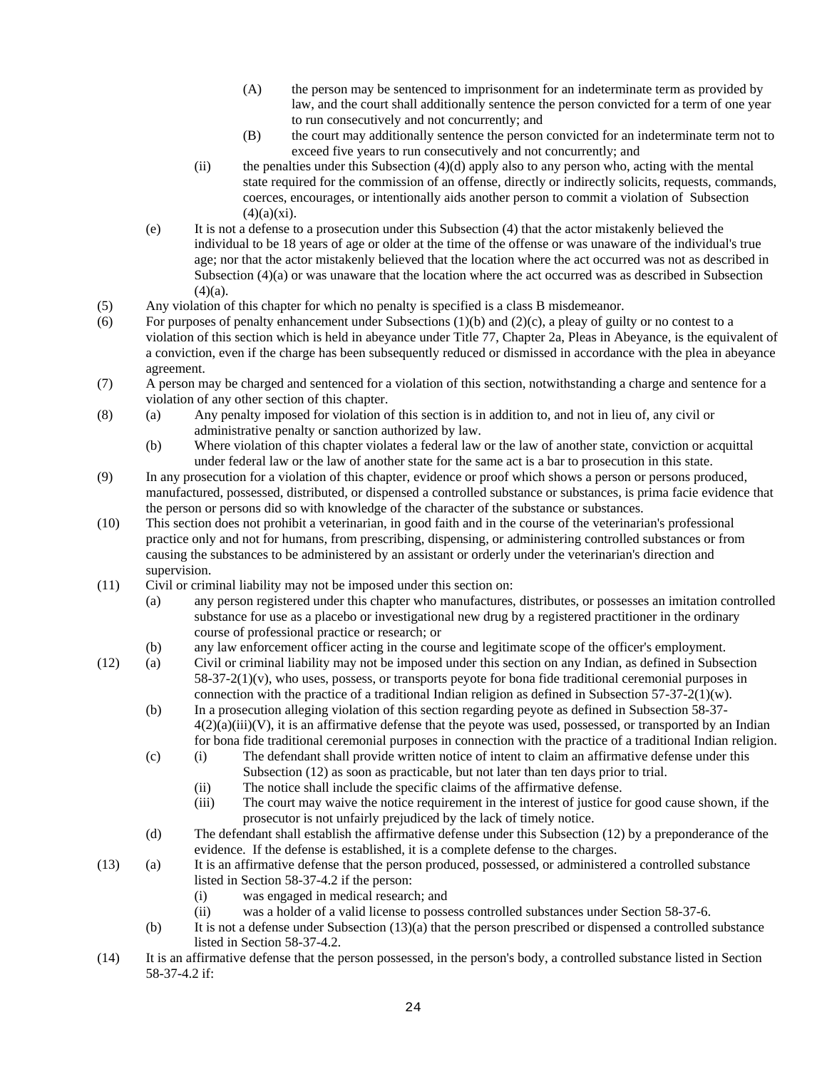(A) the person may be sentenced to imprisonment for an indeterminate term as provided by law, and the court shall additionally sentence the person convicted for a term of one year to run consecutively and not concurrently; and

(B) the court may additionally sentence the person convicted for an indeterminate term not to exceed five years to run consecutively and not concurrently; and

(ii) the penalties under this Subsection (4)(d) apply also to any person who, acting with the mental state required for the commission of an offense, directly or indirectly solicits, requests, commands, coerces, encourages, or intentionally aids another person to commit a violation of Subsection (4)(a)(xi).

(e) It is not a defense to a prosecution under this Subsection (4) that the actor mistakenly believed the individual to be 18 years of age or older at the time of the offense or was unaware of the individual's true age; nor that the actor mistakenly believed that the location where the act occurred was not as described in Subsection (4)(a) or was unaware that the location where the act occurred was as described in Subsection (4)(a).

(5) Any violation of this chapter for which no penalty is specified is a class B misdemeanor.

(6) For purposes of penalty enhancement under Subsections (1)(b) and (2)(c), a pleay of guilty or no contest to a violation of this section which is held in abeyance under Title 77, Chapter 2a, Pleas in Abeyance, is the equivalent of a conviction, even if the charge has been subsequently reduced or dismissed in accordance with the plea in abeyance agreement.

(7) A person may be charged and sentenced for a violation of this section, notwithstanding a charge and sentence for a violation of any other section of this chapter.

(8) (a) Any penalty imposed for violation of this section is in addition to, and not in lieu of, any civil or administrative penalty or sanction authorized by law.

(b) Where violation of this chapter violates a federal law or the law of another state, conviction or acquittal under federal law or the law of another state for the same act is a bar to prosecution in this state.

(9) In any prosecution for a violation of this chapter, evidence or proof which shows a person or persons produced, manufactured, possessed, distributed, or dispensed a controlled substance or substances, is prima facie evidence that the person or persons did so with knowledge of the character of the substance or substances.

(10) This section does not prohibit a veterinarian, in good faith and in the course of the veterinarian's professional practice only and not for humans, from prescribing, dispensing, or administering controlled substances or from causing the substances to be administered by an assistant or orderly under the veterinarian's direction and supervision.

(11) Civil or criminal liability may not be imposed under this section on:

(a) any person registered under this chapter who manufactures, distributes, or possesses an imitation controlled substance for use as a placebo or investigational new drug by a registered practitioner in the ordinary course of professional practice or research; or

(b) any law enforcement officer acting in the course and legitimate scope of the officer's employment.

(12) (a) Civil or criminal liability may not be imposed under this section on any Indian, as defined in Subsection 58-37-2(1)(v), who uses, possess, or transports peyote for bona fide traditional ceremonial purposes in connection with the practice of a traditional Indian religion as defined in Subsection 57-37-2(1)(w).

(b) In a prosecution alleging violation of this section regarding peyote as defined in Subsection 58-37-4(2)(a)(iii)(V), it is an affirmative defense that the peyote was used, possessed, or transported by an Indian for bona fide traditional ceremonial purposes in connection with the practice of a traditional Indian religion.

(c) (i) The defendant shall provide written notice of intent to claim an affirmative defense under this Subsection (12) as soon as practicable, but not later than ten days prior to trial.

(ii) The notice shall include the specific claims of the affirmative defense.

(iii) The court may waive the notice requirement in the interest of justice for good cause shown, if the prosecutor is not unfairly prejudiced by the lack of timely notice.

(d) The defendant shall establish the affirmative defense under this Subsection (12) by a preponderance of the evidence. If the defense is established, it is a complete defense to the charges.

(13) (a) It is an affirmative defense that the person produced, possessed, or administered a controlled substance listed in Section 58-37-4.2 if the person:

(i) was engaged in medical research; and

(ii) was a holder of a valid license to possess controlled substances under Section 58-37-6.

(b) It is not a defense under Subsection (13)(a) that the person prescribed or dispensed a controlled substance listed in Section 58-37-4.2.

(14) It is an affirmative defense that the person possessed, in the person's body, a controlled substance listed in Section 58-37-4.2 if: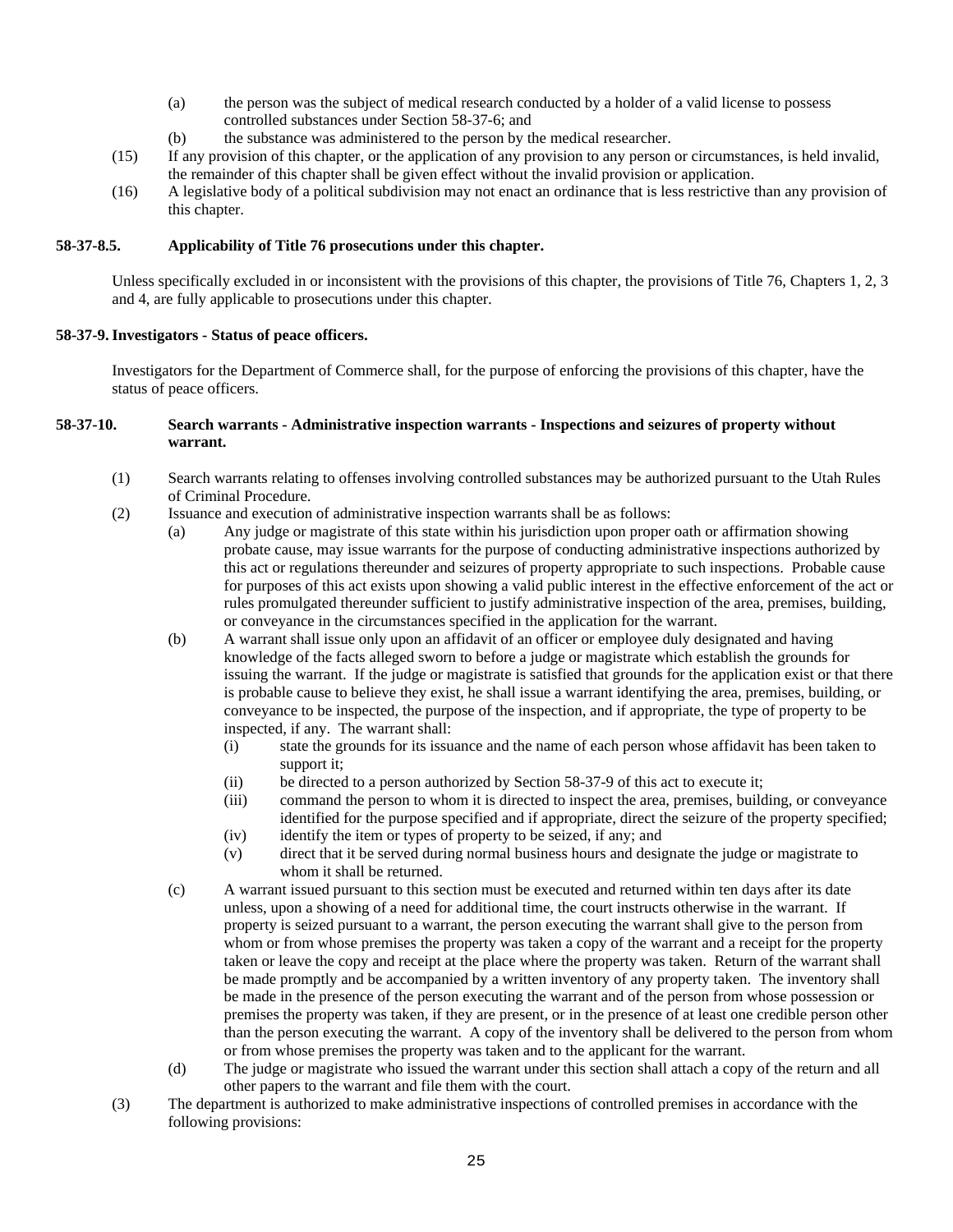(a) the person was the subject of medical research conducted by a holder of a valid license to possess controlled substances under Section 58-37-6; and

(b) the substance was administered to the person by the medical researcher.

(15) If any provision of this chapter, or the application of any provision to any person or circumstances, is held invalid, the remainder of this chapter shall be given effect without the invalid provision or application.

(16) A legislative body of a political subdivision may not enact an ordinance that is less restrictive than any provision of this chapter.

**58-37-8.5. Applicability of Title 76 prosecutions under this chapter.**

Unless specifically excluded in or inconsistent with the provisions of this chapter, the provisions of Title 76, Chapters 1, 2, 3 and 4, are fully applicable to prosecutions under this chapter.

**58-37-9. Investigators - Status of peace officers.**

Investigators for the Department of Commerce shall, for the purpose of enforcing the provisions of this chapter, have the status of peace officers.

**58-37-10. Search warrants - Administrative inspection warrants - Inspections and seizures of property without warrant.**

(1) Search warrants relating to offenses involving controlled substances may be authorized pursuant to the Utah Rules of Criminal Procedure.

(2) Issuance and execution of administrative inspection warrants shall be as follows:

(a) Any judge or magistrate of this state within his jurisdiction upon proper oath or affirmation showing probate cause, may issue warrants for the purpose of conducting administrative inspections authorized by this act or regulations thereunder and seizures of property appropriate to such inspections. Probable cause for purposes of this act exists upon showing a valid public interest in the effective enforcement of the act or rules promulgated thereunder sufficient to justify administrative inspection of the area, premises, building, or conveyance in the circumstances specified in the application for the warrant.

(b) A warrant shall issue only upon an affidavit of an officer or employee duly designated and having knowledge of the facts alleged sworn to before a judge or magistrate which establish the grounds for issuing the warrant. If the judge or magistrate is satisfied that grounds for the application exist or that there is probable cause to believe they exist, he shall issue a warrant identifying the area, premises, building, or conveyance to be inspected, the purpose of the inspection, and if appropriate, the type of property to be inspected, if any. The warrant shall:

(i) state the grounds for its issuance and the name of each person whose affidavit has been taken to support it;

(ii) be directed to a person authorized by Section 58-37-9 of this act to execute it;

(iii) command the person to whom it is directed to inspect the area, premises, building, or conveyance identified for the purpose specified and if appropriate, direct the seizure of the property specified;

(iv) identify the item or types of property to be seized, if any; and

(v) direct that it be served during normal business hours and designate the judge or magistrate to whom it shall be returned.

(c) A warrant issued pursuant to this section must be executed and returned within ten days after its date unless, upon a showing of a need for additional time, the court instructs otherwise in the warrant. If property is seized pursuant to a warrant, the person executing the warrant shall give to the person from whom or from whose premises the property was taken a copy of the warrant and a receipt for the property taken or leave the copy and receipt at the place where the property was taken. Return of the warrant shall be made promptly and be accompanied by a written inventory of any property taken. The inventory shall be made in the presence of the person executing the warrant and of the person from whose possession or premises the property was taken, if they are present, or in the presence of at least one credible person other than the person executing the warrant. A copy of the inventory shall be delivered to the person from whom or from whose premises the property was taken and to the applicant for the warrant.

(d) The judge or magistrate who issued the warrant under this section shall attach a copy of the return and all other papers to the warrant and file them with the court.

(3) The department is authorized to make administrative inspections of controlled premises in accordance with the following provisions: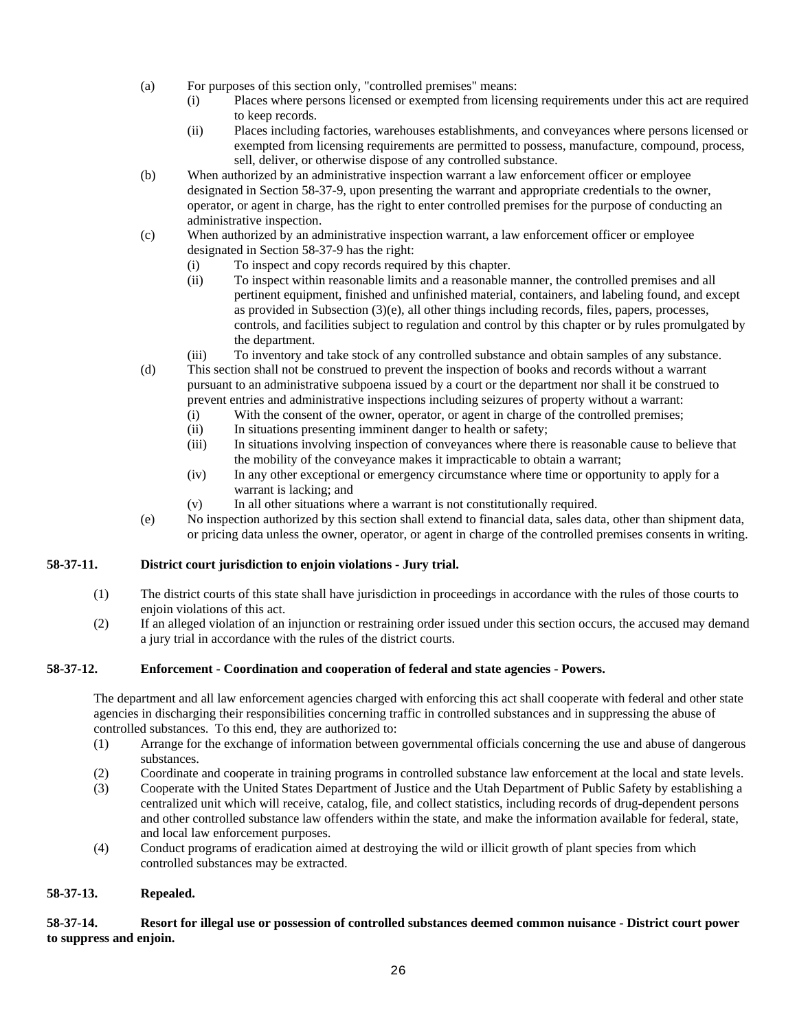(a) For purposes of this section only, "controlled premises" means:
   - (i) Places where persons licensed or exempted from licensing requirements under this act are required to keep records.
   - (ii) Places including factories, warehouses establishments, and conveyances where persons licensed or exempted from licensing requirements are permitted to possess, manufacture, compound, process, sell, deliver, or otherwise dispose of any controlled substance.

(b) When authorized by an administrative inspection warrant a law enforcement officer or employee designated in Section 58-37-9, upon presenting the warrant and appropriate credentials to the owner, operator, or agent in charge, has the right to enter controlled premises for the purpose of conducting an administrative inspection.

(c) When authorized by an administrative inspection warrant, a law enforcement officer or employee designated in Section 58-37-9 has the right:
   - (i) To inspect and copy records required by this chapter.
   - (ii) To inspect within reasonable limits and a reasonable manner, the controlled premises and all pertinent equipment, finished and unfinished material, containers, and labeling found, and except as provided in Subsection (3)(e), all other things including records, files, papers, processes, controls, and facilities subject to regulation and control by this chapter or by rules promulgated by the department.
   - (iii) To inventory and take stock of any controlled substance and obtain samples of any substance.

(d) This section shall not be construed to prevent the inspection of books and records without a warrant pursuant to an administrative subpoena issued by a court or the department nor shall it be construed to prevent entries and administrative inspections including seizures of property without a warrant:
   - (i) With the consent of the owner, operator, or agent in charge of the controlled premises;
   - (ii) In situations presenting imminent danger to health or safety;
   - (iii) In situations involving inspection of conveyances where there is reasonable cause to believe that the mobility of the conveyance makes it impracticable to obtain a warrant;
   - (iv) In any other exceptional or emergency circumstance where time or opportunity to apply for a warrant is lacking; and
   - (v) In all other situations where a warrant is not constitutionally required.

(e) No inspection authorized by this section shall extend to financial data, sales data, other than shipment data, or pricing data unless the owner, operator, or agent in charge of the controlled premises consents in writing.

**58-37-11. District court jurisdiction to enjoin violations - Jury trial.**

(1) The district courts of this state shall have jurisdiction in proceedings in accordance with the rules of those courts to enjoin violations of this act.

(2) If an alleged violation of an injunction or restraining order issued under this section occurs, the accused may demand a jury trial in accordance with the rules of the district courts.

**58-37-12. Enforcement - Coordination and cooperation of federal and state agencies - Powers.**

The department and all law enforcement agencies charged with enforcing this act shall cooperate with federal and other state agencies in discharging their responsibilities concerning traffic in controlled substances and in suppressing the abuse of controlled substances. To this end, they are authorized to:

(1) Arrange for the exchange of information between governmental officials concerning the use and abuse of dangerous substances.

(2) Coordinate and cooperate in training programs in controlled substance law enforcement at the local and state levels.

(3) Cooperate with the United States Department of Justice and the Utah Department of Public Safety by establishing a centralized unit which will receive, catalog, file, and collect statistics, including records of drug-dependent persons and other controlled substance law offenders within the state, and make the information available for federal, state, and local law enforcement purposes.

(4) Conduct programs of eradication aimed at destroying the wild or illicit growth of plant species from which controlled substances may be extracted.

**58-37-13. Repealed.**

**58-37-14. Resort for illegal use or possession of controlled substances deemed common nuisance - District court power to suppress and enjoin.**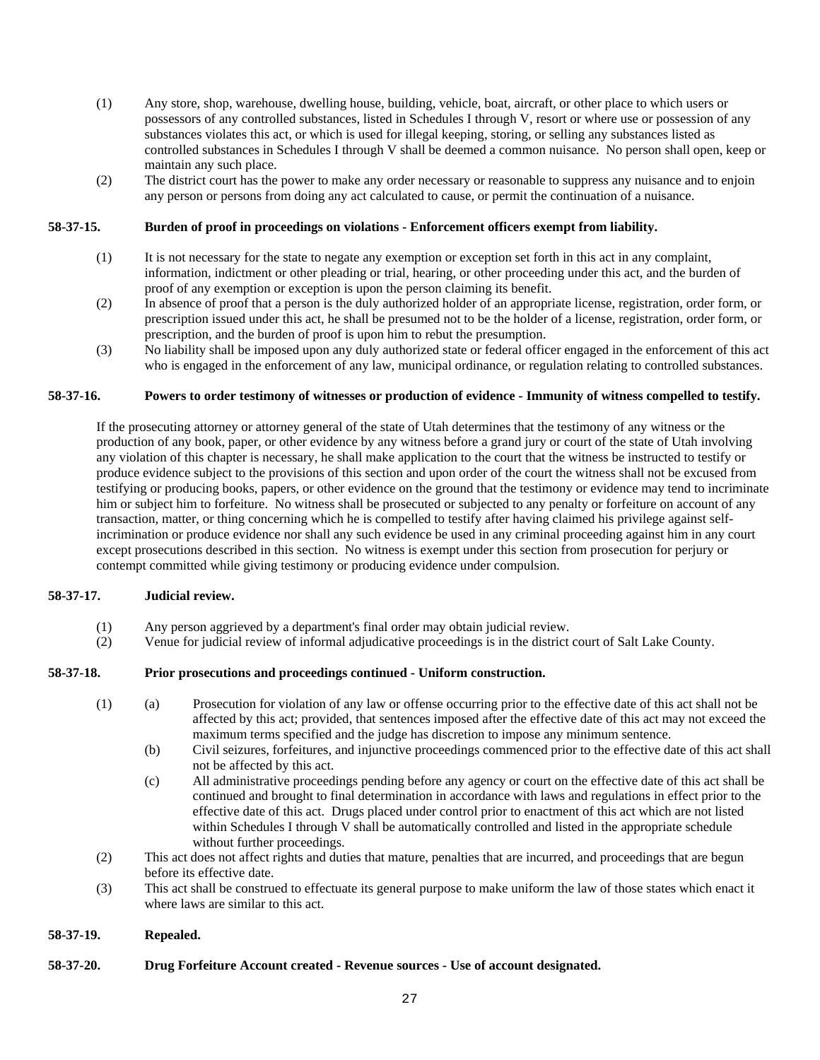(1) Any store, shop, warehouse, dwelling house, building, vehicle, boat, aircraft, or other place to which users or possessors of any controlled substances, listed in Schedules I through V, resort or where use or possession of any substances violates this act, or which is used for illegal keeping, storing, or selling any substances listed as controlled substances in Schedules I through V shall be deemed a common nuisance. No person shall open, keep or maintain any such place.

(2) The district court has the power to make any order necessary or reasonable to suppress any nuisance and to enjoin any person or persons from doing any act calculated to cause, or permit the continuation of a nuisance.

**58-37-15. Burden of proof in proceedings on violations - Enforcement officers exempt from liability.**

(1) It is not necessary for the state to negate any exemption or exception set forth in this act in any complaint, information, indictment or other pleading or trial, hearing, or other proceeding under this act, and the burden of proof of any exemption or exception is upon the person claiming its benefit.

(2) In absence of proof that a person is the duly authorized holder of an appropriate license, registration, order form, or prescription issued under this act, he shall be presumed not to be the holder of a license, registration, order form, or prescription, and the burden of proof is upon him to rebut the presumption.

(3) No liability shall be imposed upon any duly authorized state or federal officer engaged in the enforcement of this act who is engaged in the enforcement of any law, municipal ordinance, or regulation relating to controlled substances.

**58-37-16. Powers to order testimony of witnesses or production of evidence - Immunity of witness compelled to testify.**

If the prosecuting attorney or attorney general of the state of Utah determines that the testimony of any witness or the production of any book, paper, or other evidence by any witness before a grand jury or court of the state of Utah involving any violation of this chapter is necessary, he shall make application to the court that the witness be instructed to testify or produce evidence subject to the provisions of this section and upon order of the court the witness shall not be excused from testifying or producing books, papers, or other evidence on the ground that the testimony or evidence may tend to incriminate him or subject him to forfeiture. No witness shall be prosecuted or subjected to any penalty or forfeiture on account of any transaction, matter, or thing concerning which he is compelled to testify after having claimed his privilege against self-incrimination or produce evidence nor shall any such evidence be used in any criminal proceeding against him in any court except prosecutions described in this section. No witness is exempt under this section from prosecution for perjury or contempt committed while giving testimony or producing evidence under compulsion.

**58-37-17. Judicial review.**

(1) Any person aggrieved by a department's final order may obtain judicial review.

(2) Venue for judicial review of informal adjudicative proceedings is in the district court of Salt Lake County.

**58-37-18. Prior prosecutions and proceedings continued - Uniform construction.**

(1) (a) Prosecution for violation of any law or offense occurring prior to the effective date of this act shall not be affected by this act; provided, that sentences imposed after the effective date of this act may not exceed the maximum terms specified and the judge has discretion to impose any minimum sentence.

(b) Civil seizures, forfeitures, and injunctive proceedings commenced prior to the effective date of this act shall not be affected by this act.

(c) All administrative proceedings pending before any agency or court on the effective date of this act shall be continued and brought to final determination in accordance with laws and regulations in effect prior to the effective date of this act. Drugs placed under control prior to enactment of this act which are not listed within Schedules I through V shall be automatically controlled and listed in the appropriate schedule without further proceedings.

(2) This act does not affect rights and duties that mature, penalties that are incurred, and proceedings that are begun before its effective date.

(3) This act shall be construed to effectuate its general purpose to make uniform the law of those states which enact it where laws are similar to this act.

**58-37-19. Repealed.**

**58-37-20. Drug Forfeiture Account created - Revenue sources - Use of account designated.**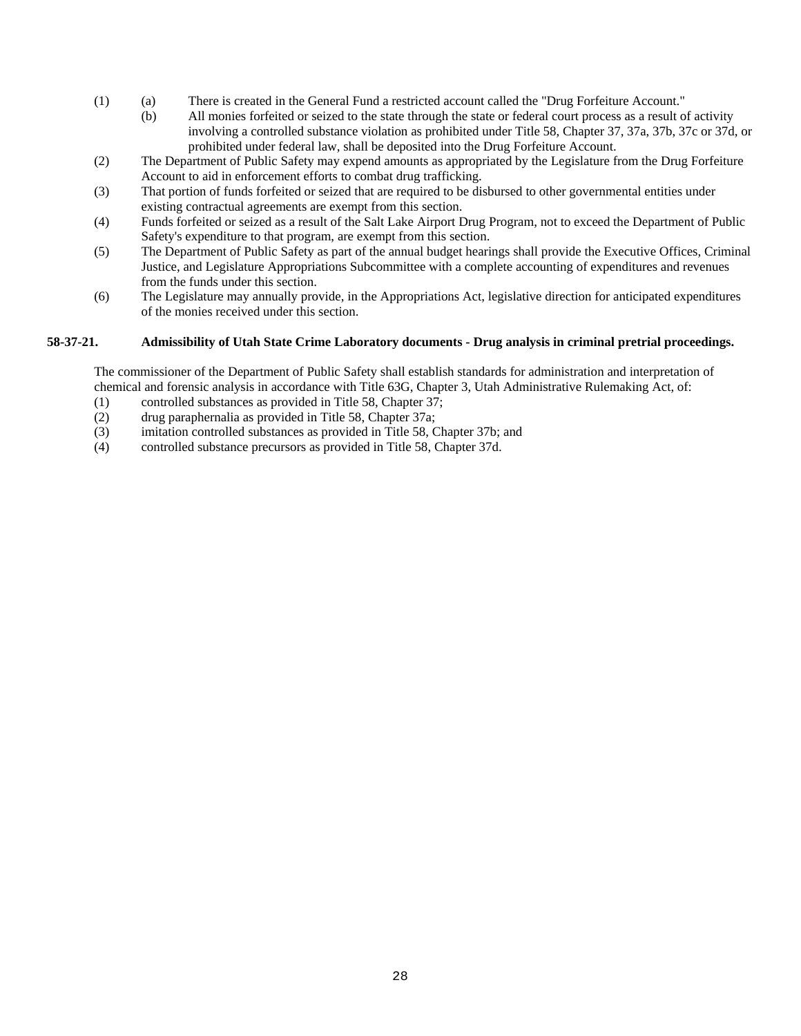(1) (a) There is created in the General Fund a restricted account called the "Drug Forfeiture Account."

(b) All monies forfeited or seized to the state through the state or federal court process as a result of activity involving a controlled substance violation as prohibited under Title 58, Chapter 37, 37a, 37b, 37c or 37d, or prohibited under federal law, shall be deposited into the Drug Forfeiture Account.

(2) The Department of Public Safety may expend amounts as appropriated by the Legislature from the Drug Forfeiture Account to aid in enforcement efforts to combat drug trafficking.

(3) That portion of funds forfeited or seized that are required to be disbursed to other governmental entities under existing contractual agreements are exempt from this section.

(4) Funds forfeited or seized as a result of the Salt Lake Airport Drug Program, not to exceed the Department of Public Safety's expenditure to that program, are exempt from this section.

(5) The Department of Public Safety as part of the annual budget hearings shall provide the Executive Offices, Criminal Justice, and Legislature Appropriations Subcommittee with a complete accounting of expenditures and revenues from the funds under this section.

(6) The Legislature may annually provide, in the Appropriations Act, legislative direction for anticipated expenditures of the monies received under this section.

**58-37-21. Admissibility of Utah State Crime Laboratory documents - Drug analysis in criminal pretrial proceedings.**

The commissioner of the Department of Public Safety shall establish standards for administration and interpretation of chemical and forensic analysis in accordance with Title 63G, Chapter 3, Utah Administrative Rulemaking Act, of:

(1) controlled substances as provided in Title 58, Chapter 37;

(2) drug paraphernalia as provided in Title 58, Chapter 37a;

(3) imitation controlled substances as provided in Title 58, Chapter 37b; and

(4) controlled substance precursors as provided in Title 58, Chapter 37d.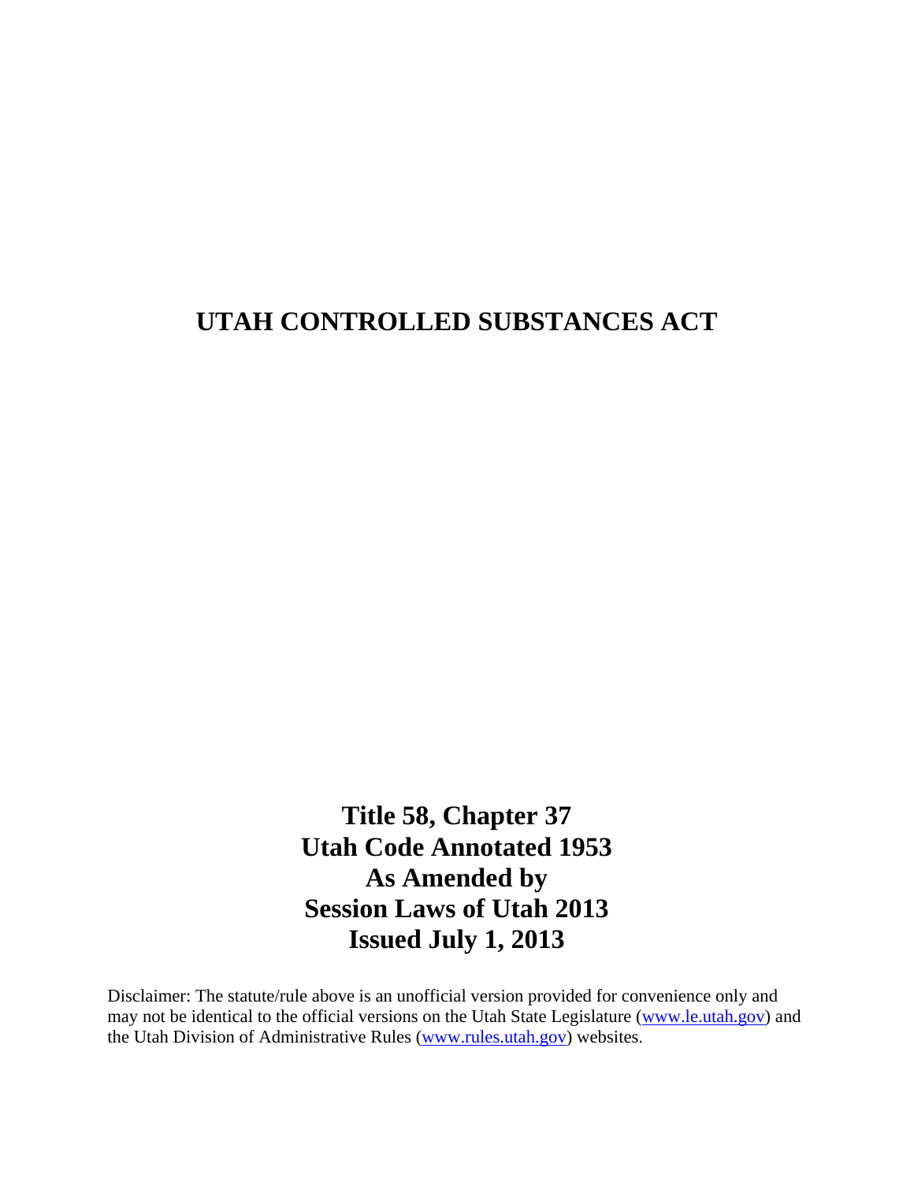# UTAH CONTROLLED SUBSTANCES ACT

**Title 58, Chapter 37**
**Utah Code Annotated 1953**
**As Amended by**
**Session Laws of Utah 2013**
**Issued July 1, 2013**

Disclaimer: The statute/rule above is an unofficial version provided for convenience only and may not be identical to the official versions on the Utah State Legislature (www.le.utah.gov) and the Utah Division of Administrative Rules (www.rules.utah.gov) websites.